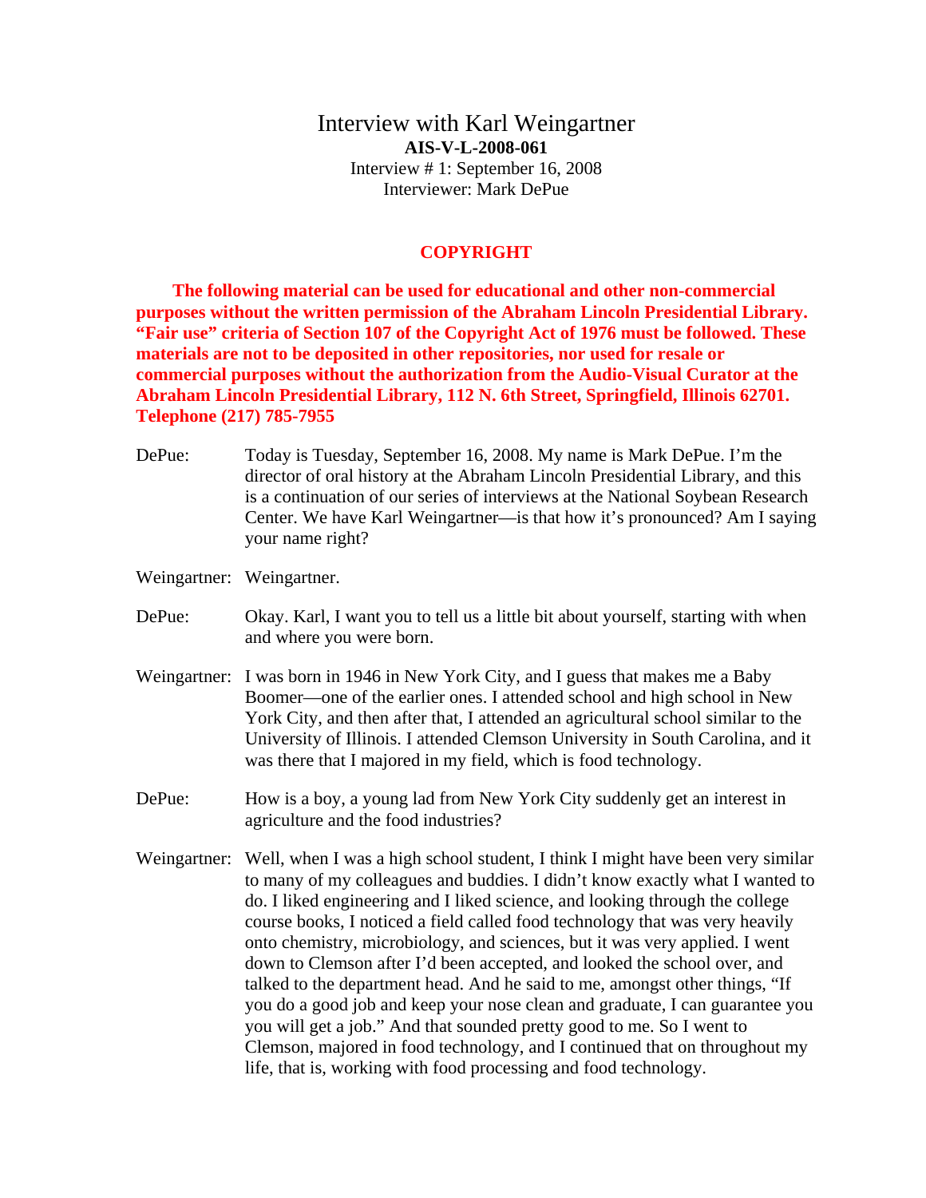# Interview with Karl Weingartner

**AIS-V-L-2008-061**

Interview # 1: September 16, 2008

Interviewer: Mark DePue

## COPYRIGHT

**The following material can be used for educational and other non-commercial purposes without the written permission of the Abraham Lincoln Presidential Library. "Fair use" criteria of Section 107 of the Copyright Act of 1976 must be followed. These materials are not to be deposited in other repositories, nor used for resale or commercial purposes without the authorization from the Audio-Visual Curator at the Abraham Lincoln Presidential Library, 112 N. 6th Street, Springfield, Illinois 62701. Telephone (217) 785-7955**

DePue: Today is Tuesday, September 16, 2008. My name is Mark DePue. I'm the director of oral history at the Abraham Lincoln Presidential Library, and this is a continuation of our series of interviews at the National Soybean Research Center. We have Karl Weingartner—is that how it's pronounced? Am I saying your name right?

Weingartner: Weingartner.

DePue: Okay. Karl, I want you to tell us a little bit about yourself, starting with when and where you were born.

Weingartner: I was born in 1946 in New York City, and I guess that makes me a Baby Boomer—one of the earlier ones. I attended school and high school in New York City, and then after that, I attended an agricultural school similar to the University of Illinois. I attended Clemson University in South Carolina, and it was there that I majored in my field, which is food technology.

DePue: How is a boy, a young lad from New York City suddenly get an interest in agriculture and the food industries?

Weingartner: Well, when I was a high school student, I think I might have been very similar to many of my colleagues and buddies. I didn't know exactly what I wanted to do. I liked engineering and I liked science, and looking through the college course books, I noticed a field called food technology that was very heavily onto chemistry, microbiology, and sciences, but it was very applied. I went down to Clemson after I'd been accepted, and looked the school over, and talked to the department head. And he said to me, amongst other things, "If you do a good job and keep your nose clean and graduate, I can guarantee you you will get a job." And that sounded pretty good to me. So I went to Clemson, majored in food technology, and I continued that on throughout my life, that is, working with food processing and food technology.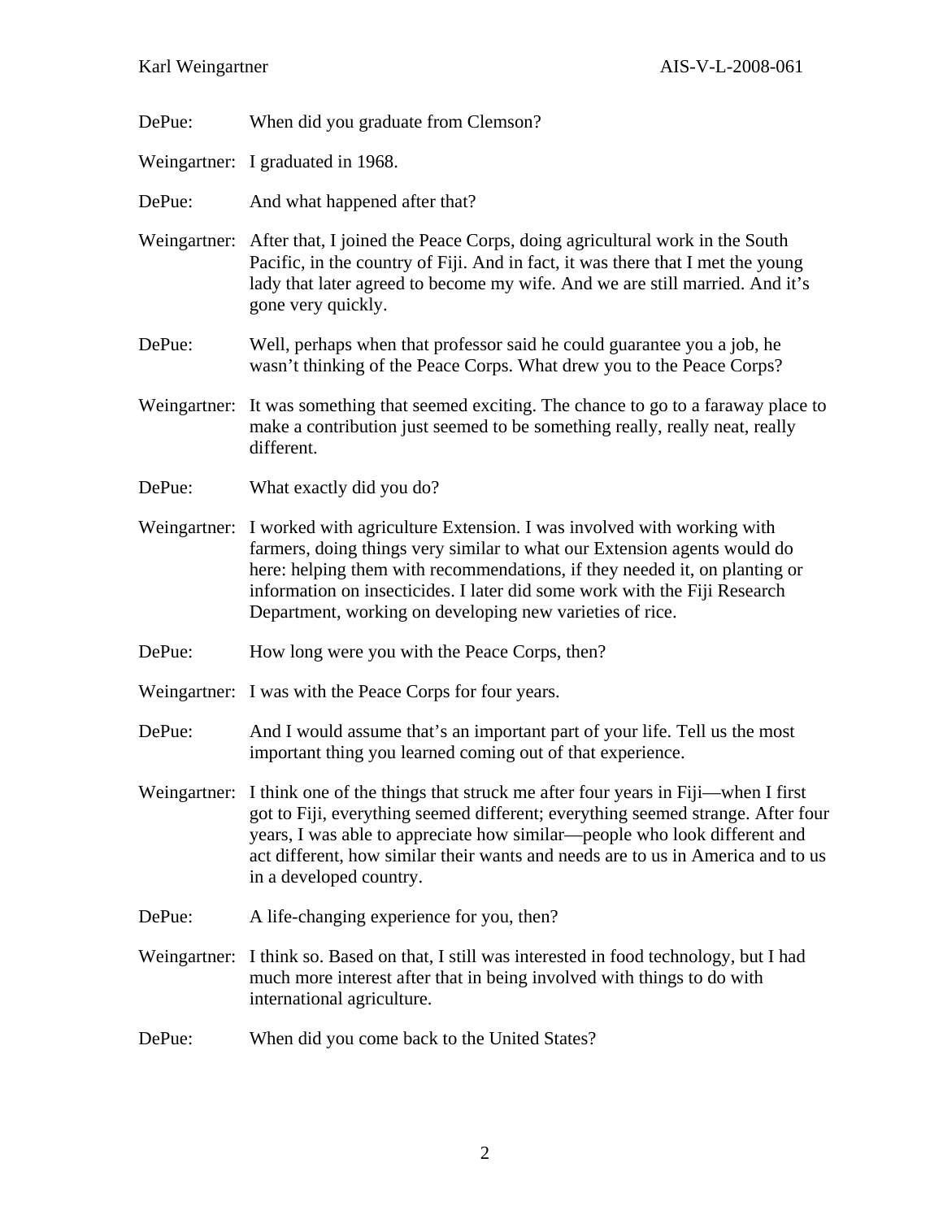DePue: When did you graduate from Clemson?

Weingartner: I graduated in 1968.

DePue: And what happened after that?

Weingartner: After that, I joined the Peace Corps, doing agricultural work in the South Pacific, in the country of Fiji. And in fact, it was there that I met the young lady that later agreed to become my wife. And we are still married. And it's gone very quickly.

DePue: Well, perhaps when that professor said he could guarantee you a job, he wasn't thinking of the Peace Corps. What drew you to the Peace Corps?

Weingartner: It was something that seemed exciting. The chance to go to a faraway place to make a contribution just seemed to be something really, really neat, really different.

DePue: What exactly did you do?

Weingartner: I worked with agriculture Extension. I was involved with working with farmers, doing things very similar to what our Extension agents would do here: helping them with recommendations, if they needed it, on planting or information on insecticides. I later did some work with the Fiji Research Department, working on developing new varieties of rice.

DePue: How long were you with the Peace Corps, then?

Weingartner: I was with the Peace Corps for four years.

DePue: And I would assume that's an important part of your life. Tell us the most important thing you learned coming out of that experience.

Weingartner: I think one of the things that struck me after four years in Fiji—when I first got to Fiji, everything seemed different; everything seemed strange. After four years, I was able to appreciate how similar—people who look different and act different, how similar their wants and needs are to us in America and to us in a developed country.

DePue: A life-changing experience for you, then?

Weingartner: I think so. Based on that, I still was interested in food technology, but I had much more interest after that in being involved with things to do with international agriculture.

DePue: When did you come back to the United States?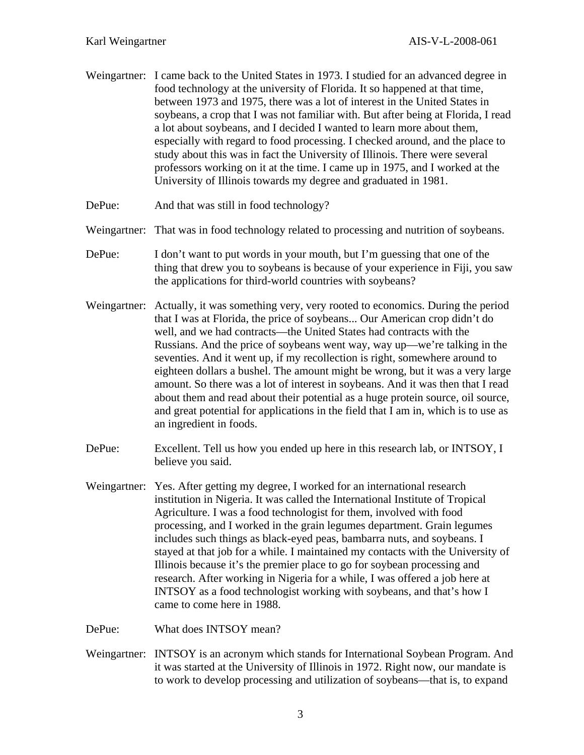Weingartner: I came back to the United States in 1973. I studied for an advanced degree in food technology at the university of Florida. It so happened at that time, between 1973 and 1975, there was a lot of interest in the United States in soybeans, a crop that I was not familiar with. But after being at Florida, I read a lot about soybeans, and I decided I wanted to learn more about them, especially with regard to food processing. I checked around, and the place to study about this was in fact the University of Illinois. There were several professors working on it at the time. I came up in 1975, and I worked at the University of Illinois towards my degree and graduated in 1981.

DePue: And that was still in food technology?

Weingartner: That was in food technology related to processing and nutrition of soybeans.

DePue: I don't want to put words in your mouth, but I'm guessing that one of the thing that drew you to soybeans is because of your experience in Fiji, you saw the applications for third-world countries with soybeans?

Weingartner: Actually, it was something very, very rooted to economics. During the period that I was at Florida, the price of soybeans... Our American crop didn't do well, and we had contracts—the United States had contracts with the Russians. And the price of soybeans went way, way up—we're talking in the seventies. And it went up, if my recollection is right, somewhere around to eighteen dollars a bushel. The amount might be wrong, but it was a very large amount. So there was a lot of interest in soybeans. And it was then that I read about them and read about their potential as a huge protein source, oil source, and great potential for applications in the field that I am in, which is to use as an ingredient in foods.

DePue: Excellent. Tell us how you ended up here in this research lab, or INTSOY, I believe you said.

Weingartner: Yes. After getting my degree, I worked for an international research institution in Nigeria. It was called the International Institute of Tropical Agriculture. I was a food technologist for them, involved with food processing, and I worked in the grain legumes department. Grain legumes includes such things as black-eyed peas, bambarra nuts, and soybeans. I stayed at that job for a while. I maintained my contacts with the University of Illinois because it's the premier place to go for soybean processing and research. After working in Nigeria for a while, I was offered a job here at INTSOY as a food technologist working with soybeans, and that's how I came to come here in 1988.

DePue: What does INTSOY mean?

Weingartner: INTSOY is an acronym which stands for International Soybean Program. And it was started at the University of Illinois in 1972. Right now, our mandate is to work to develop processing and utilization of soybeans—that is, to expand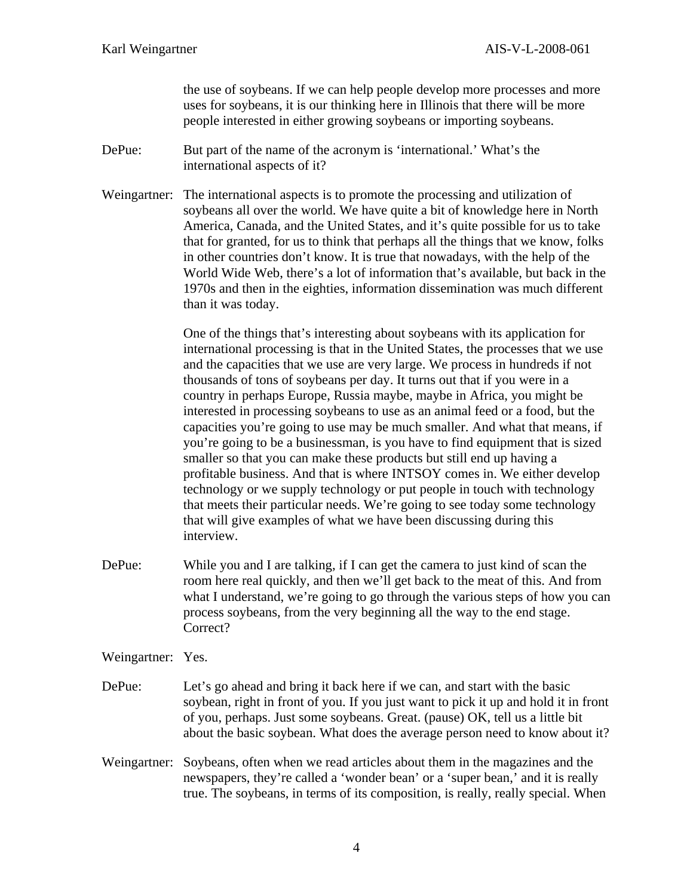the use of soybeans. If we can help people develop more processes and more uses for soybeans, it is our thinking here in Illinois that there will be more people interested in either growing soybeans or importing soybeans.

DePue: But part of the name of the acronym is 'international.' What's the international aspects of it?

Weingartner: The international aspects is to promote the processing and utilization of soybeans all over the world. We have quite a bit of knowledge here in North America, Canada, and the United States, and it's quite possible for us to take that for granted, for us to think that perhaps all the things that we know, folks in other countries don't know. It is true that nowadays, with the help of the World Wide Web, there's a lot of information that's available, but back in the 1970s and then in the eighties, information dissemination was much different than it was today.

One of the things that's interesting about soybeans with its application for international processing is that in the United States, the processes that we use and the capacities that we use are very large. We process in hundreds if not thousands of tons of soybeans per day. It turns out that if you were in a country in perhaps Europe, Russia maybe, maybe in Africa, you might be interested in processing soybeans to use as an animal feed or a food, but the capacities you're going to use may be much smaller. And what that means, if you're going to be a businessman, is you have to find equipment that is sized smaller so that you can make these products but still end up having a profitable business. And that is where INTSOY comes in. We either develop technology or we supply technology or put people in touch with technology that meets their particular needs. We're going to see today some technology that will give examples of what we have been discussing during this interview.

DePue: While you and I are talking, if I can get the camera to just kind of scan the room here real quickly, and then we'll get back to the meat of this. And from what I understand, we're going to go through the various steps of how you can process soybeans, from the very beginning all the way to the end stage. Correct?

Weingartner: Yes.

DePue: Let's go ahead and bring it back here if we can, and start with the basic soybean, right in front of you. If you just want to pick it up and hold it in front of you, perhaps. Just some soybeans. Great. (pause) OK, tell us a little bit about the basic soybean. What does the average person need to know about it?

Weingartner: Soybeans, often when we read articles about them in the magazines and the newspapers, they're called a 'wonder bean' or a 'super bean,' and it is really true. The soybeans, in terms of its composition, is really, really special. When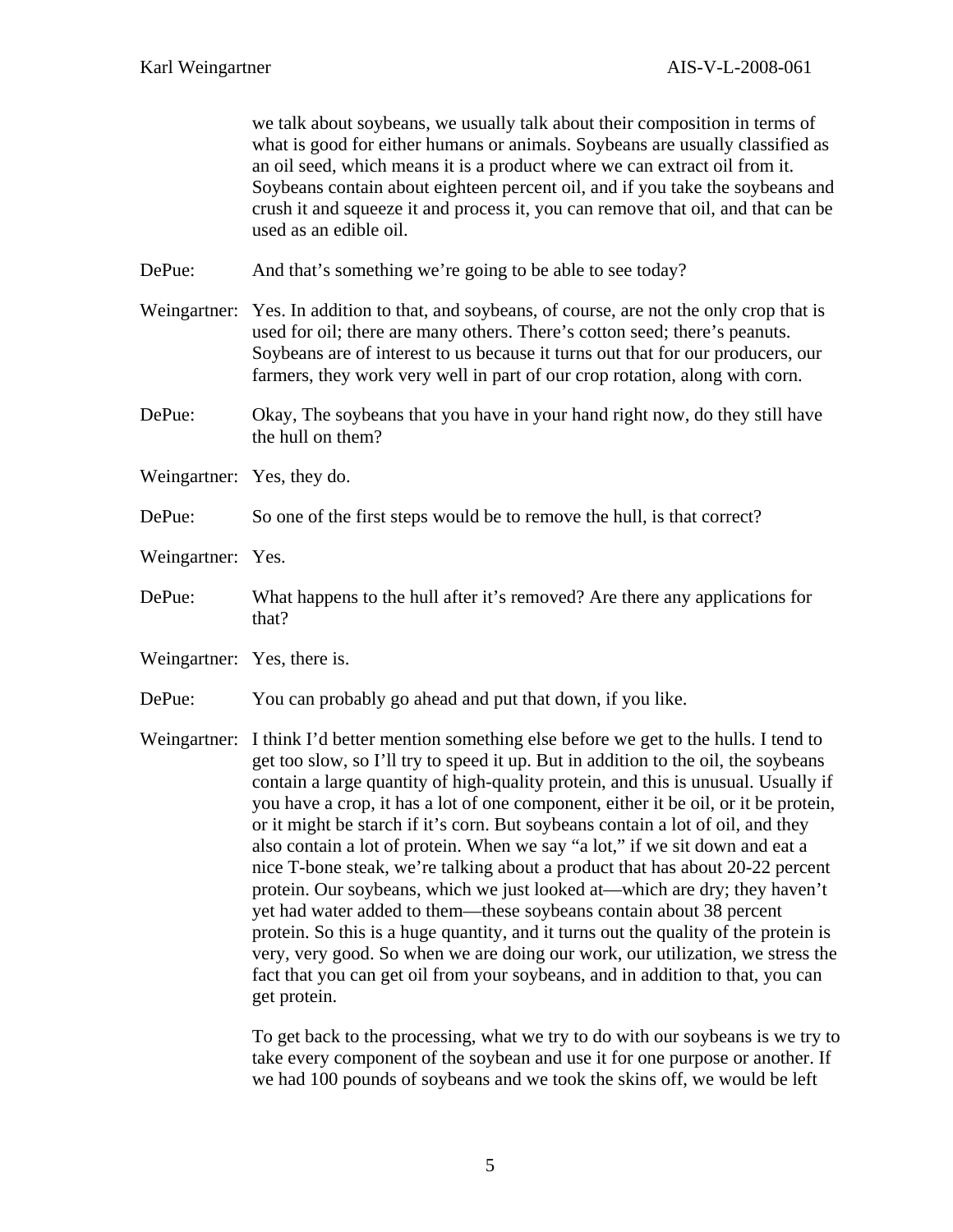we talk about soybeans, we usually talk about their composition in terms of what is good for either humans or animals. Soybeans are usually classified as an oil seed, which means it is a product where we can extract oil from it. Soybeans contain about eighteen percent oil, and if you take the soybeans and crush it and squeeze it and process it, you can remove that oil, and that can be used as an edible oil.

DePue: And that's something we're going to be able to see today?

Weingartner: Yes. In addition to that, and soybeans, of course, are not the only crop that is used for oil; there are many others. There's cotton seed; there's peanuts. Soybeans are of interest to us because it turns out that for our producers, our farmers, they work very well in part of our crop rotation, along with corn.

DePue: Okay, The soybeans that you have in your hand right now, do they still have the hull on them?

Weingartner: Yes, they do.

DePue: So one of the first steps would be to remove the hull, is that correct?

Weingartner: Yes.

DePue: What happens to the hull after it's removed? Are there any applications for that?

Weingartner: Yes, there is.

DePue: You can probably go ahead and put that down, if you like.

Weingartner: I think I'd better mention something else before we get to the hulls. I tend to get too slow, so I'll try to speed it up. But in addition to the oil, the soybeans contain a large quantity of high-quality protein, and this is unusual. Usually if you have a crop, it has a lot of one component, either it be oil, or it be protein, or it might be starch if it's corn. But soybeans contain a lot of oil, and they also contain a lot of protein. When we say "a lot," if we sit down and eat a nice T-bone steak, we're talking about a product that has about 20-22 percent protein. Our soybeans, which we just looked at—which are dry; they haven't yet had water added to them—these soybeans contain about 38 percent protein. So this is a huge quantity, and it turns out the quality of the protein is very, very good. So when we are doing our work, our utilization, we stress the fact that you can get oil from your soybeans, and in addition to that, you can get protein.

To get back to the processing, what we try to do with our soybeans is we try to take every component of the soybean and use it for one purpose or another. If we had 100 pounds of soybeans and we took the skins off, we would be left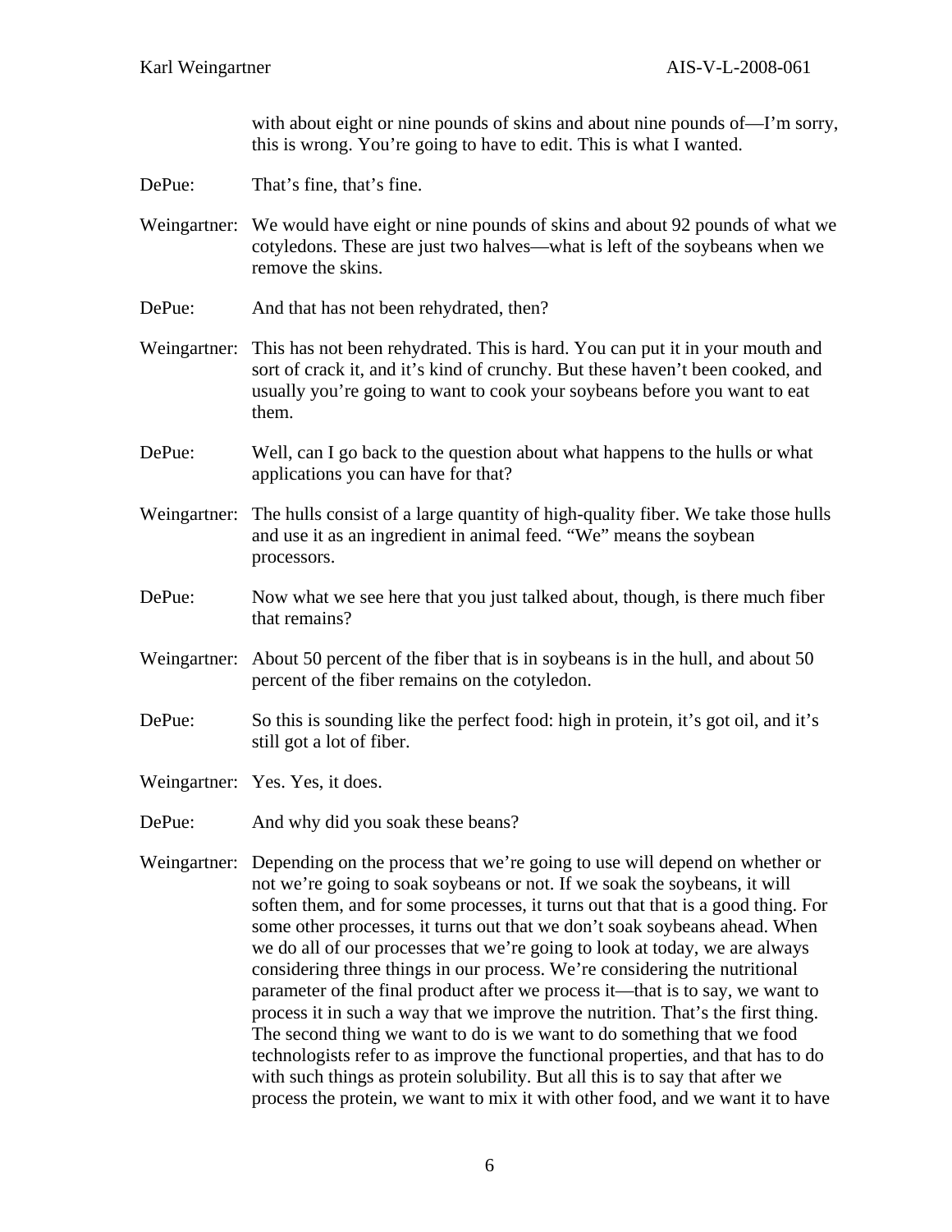with about eight or nine pounds of skins and about nine pounds of—I'm sorry, this is wrong. You're going to have to edit. This is what I wanted.

DePue: That's fine, that's fine.

Weingartner: We would have eight or nine pounds of skins and about 92 pounds of what we cotyledons. These are just two halves—what is left of the soybeans when we remove the skins.

DePue: And that has not been rehydrated, then?

Weingartner: This has not been rehydrated. This is hard. You can put it in your mouth and sort of crack it, and it's kind of crunchy. But these haven't been cooked, and usually you're going to want to cook your soybeans before you want to eat them.

DePue: Well, can I go back to the question about what happens to the hulls or what applications you can have for that?

Weingartner: The hulls consist of a large quantity of high-quality fiber. We take those hulls and use it as an ingredient in animal feed. "We" means the soybean processors.

DePue: Now what we see here that you just talked about, though, is there much fiber that remains?

Weingartner: About 50 percent of the fiber that is in soybeans is in the hull, and about 50 percent of the fiber remains on the cotyledon.

DePue: So this is sounding like the perfect food: high in protein, it's got oil, and it's still got a lot of fiber.

Weingartner: Yes. Yes, it does.

DePue: And why did you soak these beans?

Weingartner: Depending on the process that we're going to use will depend on whether or not we're going to soak soybeans or not. If we soak the soybeans, it will soften them, and for some processes, it turns out that that is a good thing. For some other processes, it turns out that we don't soak soybeans ahead. When we do all of our processes that we're going to look at today, we are always considering three things in our process. We're considering the nutritional parameter of the final product after we process it—that is to say, we want to process it in such a way that we improve the nutrition. That's the first thing. The second thing we want to do is we want to do something that we food technologists refer to as improve the functional properties, and that has to do with such things as protein solubility. But all this is to say that after we process the protein, we want to mix it with other food, and we want it to have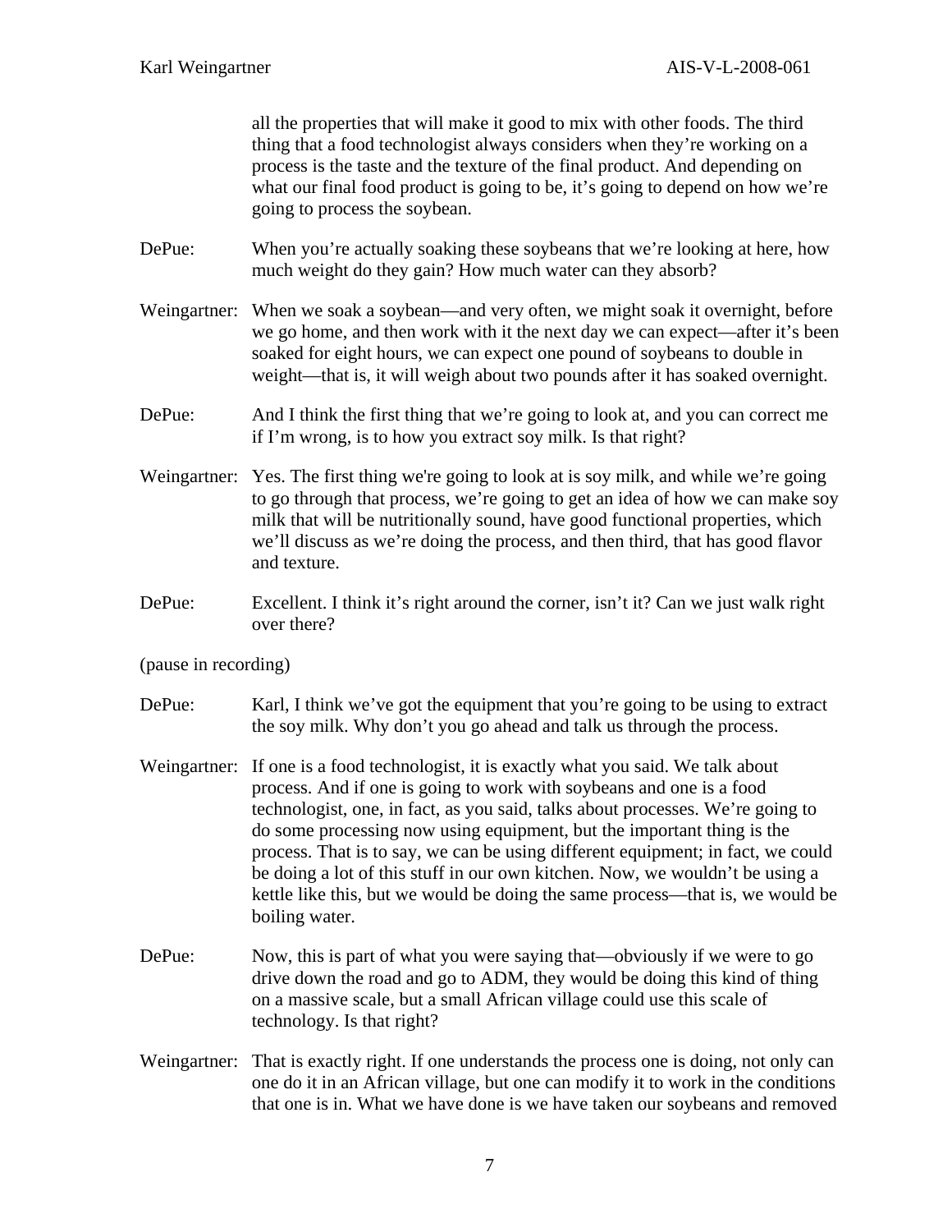all the properties that will make it good to mix with other foods. The third thing that a food technologist always considers when they're working on a process is the taste and the texture of the final product. And depending on what our final food product is going to be, it's going to depend on how we're going to process the soybean.

DePue: When you're actually soaking these soybeans that we're looking at here, how much weight do they gain? How much water can they absorb?

Weingartner: When we soak a soybean—and very often, we might soak it overnight, before we go home, and then work with it the next day we can expect—after it's been soaked for eight hours, we can expect one pound of soybeans to double in weight—that is, it will weigh about two pounds after it has soaked overnight.

DePue: And I think the first thing that we're going to look at, and you can correct me if I'm wrong, is to how you extract soy milk. Is that right?

Weingartner: Yes. The first thing we're going to look at is soy milk, and while we're going to go through that process, we're going to get an idea of how we can make soy milk that will be nutritionally sound, have good functional properties, which we'll discuss as we're doing the process, and then third, that has good flavor and texture.

DePue: Excellent. I think it's right around the corner, isn't it? Can we just walk right over there?

(pause in recording)

DePue: Karl, I think we've got the equipment that you're going to be using to extract the soy milk. Why don't you go ahead and talk us through the process.

Weingartner: If one is a food technologist, it is exactly what you said. We talk about process. And if one is going to work with soybeans and one is a food technologist, one, in fact, as you said, talks about processes. We're going to do some processing now using equipment, but the important thing is the process. That is to say, we can be using different equipment; in fact, we could be doing a lot of this stuff in our own kitchen. Now, we wouldn't be using a kettle like this, but we would be doing the same process—that is, we would be boiling water.

DePue: Now, this is part of what you were saying that—obviously if we were to go drive down the road and go to ADM, they would be doing this kind of thing on a massive scale, but a small African village could use this scale of technology. Is that right?

Weingartner: That is exactly right. If one understands the process one is doing, not only can one do it in an African village, but one can modify it to work in the conditions that one is in. What we have done is we have taken our soybeans and removed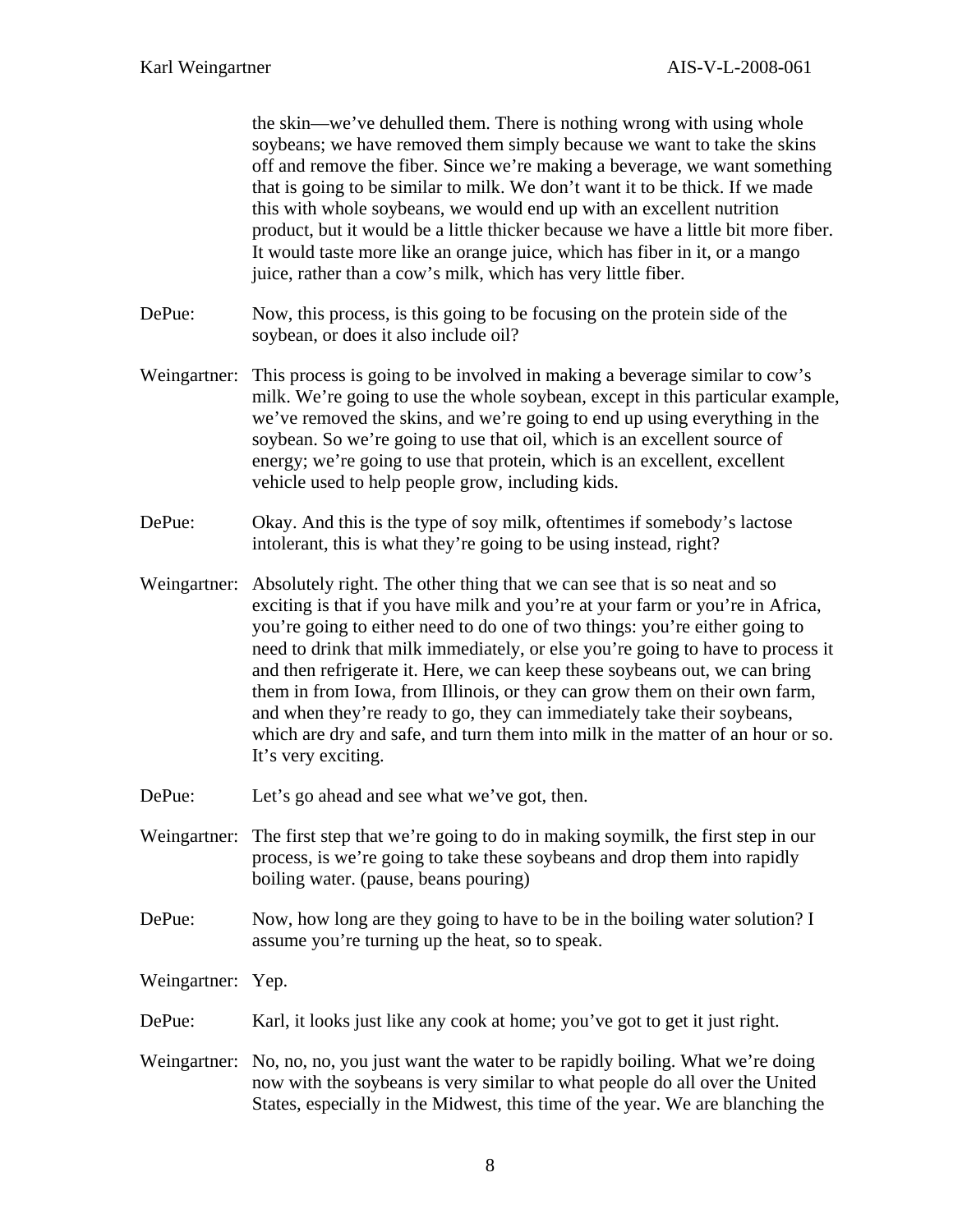the skin—we've dehulled them. There is nothing wrong with using whole soybeans; we have removed them simply because we want to take the skins off and remove the fiber. Since we're making a beverage, we want something that is going to be similar to milk. We don't want it to be thick. If we made this with whole soybeans, we would end up with an excellent nutrition product, but it would be a little thicker because we have a little bit more fiber. It would taste more like an orange juice, which has fiber in it, or a mango juice, rather than a cow's milk, which has very little fiber.

DePue: Now, this process, is this going to be focusing on the protein side of the soybean, or does it also include oil?

Weingartner: This process is going to be involved in making a beverage similar to cow's milk. We're going to use the whole soybean, except in this particular example, we've removed the skins, and we're going to end up using everything in the soybean. So we're going to use that oil, which is an excellent source of energy; we're going to use that protein, which is an excellent, excellent vehicle used to help people grow, including kids.

DePue: Okay. And this is the type of soy milk, oftentimes if somebody's lactose intolerant, this is what they're going to be using instead, right?

Weingartner: Absolutely right. The other thing that we can see that is so neat and so exciting is that if you have milk and you're at your farm or you're in Africa, you're going to either need to do one of two things: you're either going to need to drink that milk immediately, or else you're going to have to process it and then refrigerate it. Here, we can keep these soybeans out, we can bring them in from Iowa, from Illinois, or they can grow them on their own farm, and when they're ready to go, they can immediately take their soybeans, which are dry and safe, and turn them into milk in the matter of an hour or so. It's very exciting.

DePue: Let's go ahead and see what we've got, then.

Weingartner: The first step that we're going to do in making soymilk, the first step in our process, is we're going to take these soybeans and drop them into rapidly boiling water. (pause, beans pouring)

DePue: Now, how long are they going to have to be in the boiling water solution? I assume you're turning up the heat, so to speak.

Weingartner: Yep.

DePue: Karl, it looks just like any cook at home; you've got to get it just right.

Weingartner: No, no, no, you just want the water to be rapidly boiling. What we're doing now with the soybeans is very similar to what people do all over the United States, especially in the Midwest, this time of the year. We are blanching the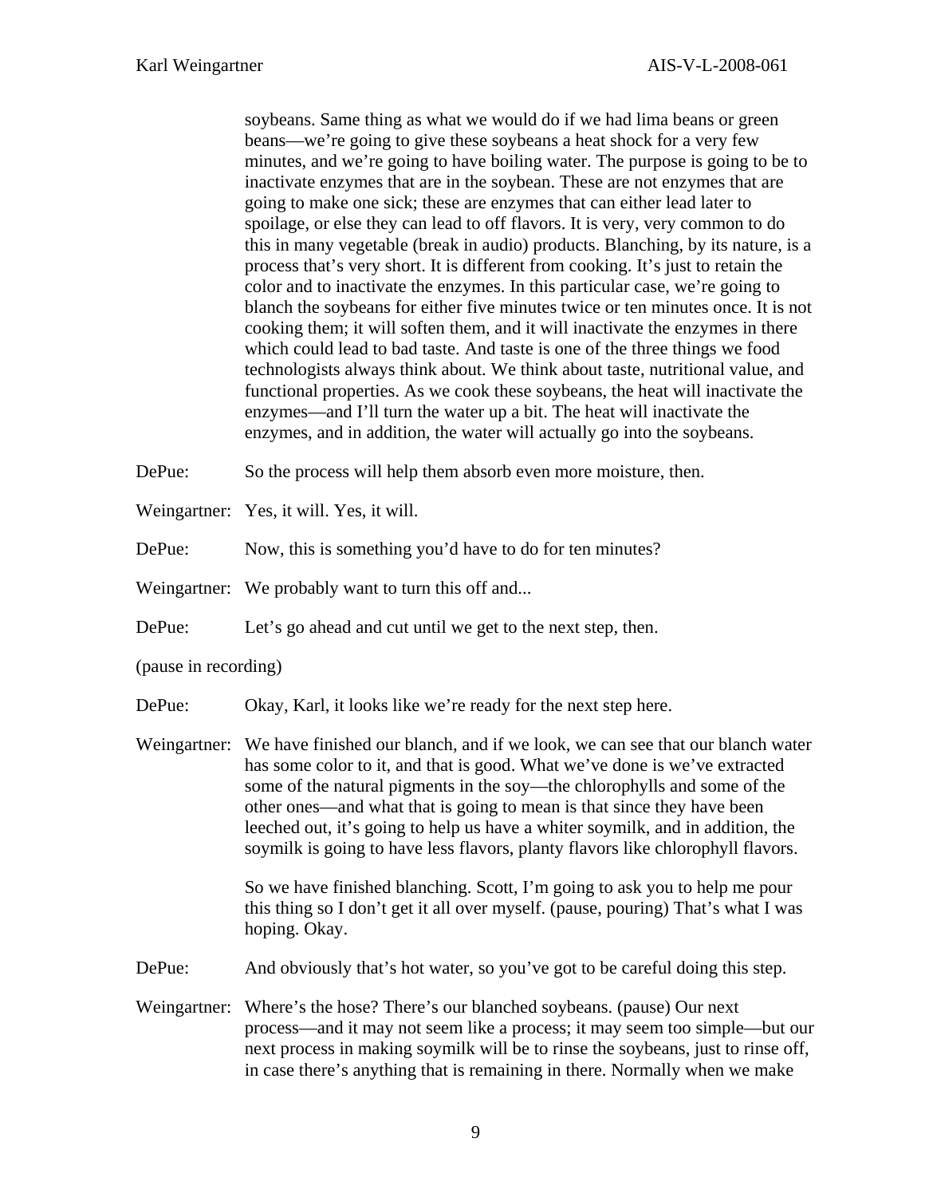soybeans. Same thing as what we would do if we had lima beans or green beans—we're going to give these soybeans a heat shock for a very few minutes, and we're going to have boiling water. The purpose is going to be to inactivate enzymes that are in the soybean. These are not enzymes that are going to make one sick; these are enzymes that can either lead later to spoilage, or else they can lead to off flavors. It is very, very common to do this in many vegetable (break in audio) products. Blanching, by its nature, is a process that's very short. It is different from cooking. It's just to retain the color and to inactivate the enzymes. In this particular case, we're going to blanch the soybeans for either five minutes twice or ten minutes once. It is not cooking them; it will soften them, and it will inactivate the enzymes in there which could lead to bad taste. And taste is one of the three things we food technologists always think about. We think about taste, nutritional value, and functional properties. As we cook these soybeans, the heat will inactivate the enzymes—and I'll turn the water up a bit. The heat will inactivate the enzymes, and in addition, the water will actually go into the soybeans.

DePue: So the process will help them absorb even more moisture, then.

Weingartner: Yes, it will. Yes, it will.

DePue: Now, this is something you'd have to do for ten minutes?

Weingartner: We probably want to turn this off and...

DePue: Let's go ahead and cut until we get to the next step, then.

(pause in recording)

DePue: Okay, Karl, it looks like we're ready for the next step here.

Weingartner: We have finished our blanch, and if we look, we can see that our blanch water has some color to it, and that is good. What we've done is we've extracted some of the natural pigments in the soy—the chlorophylls and some of the other ones—and what that is going to mean is that since they have been leeched out, it's going to help us have a whiter soymilk, and in addition, the soymilk is going to have less flavors, planty flavors like chlorophyll flavors.

So we have finished blanching. Scott, I'm going to ask you to help me pour this thing so I don't get it all over myself. (pause, pouring) That's what I was hoping. Okay.

DePue: And obviously that's hot water, so you've got to be careful doing this step.

Weingartner: Where's the hose? There's our blanched soybeans. (pause) Our next process—and it may not seem like a process; it may seem too simple—but our next process in making soymilk will be to rinse the soybeans, just to rinse off, in case there's anything that is remaining in there. Normally when we make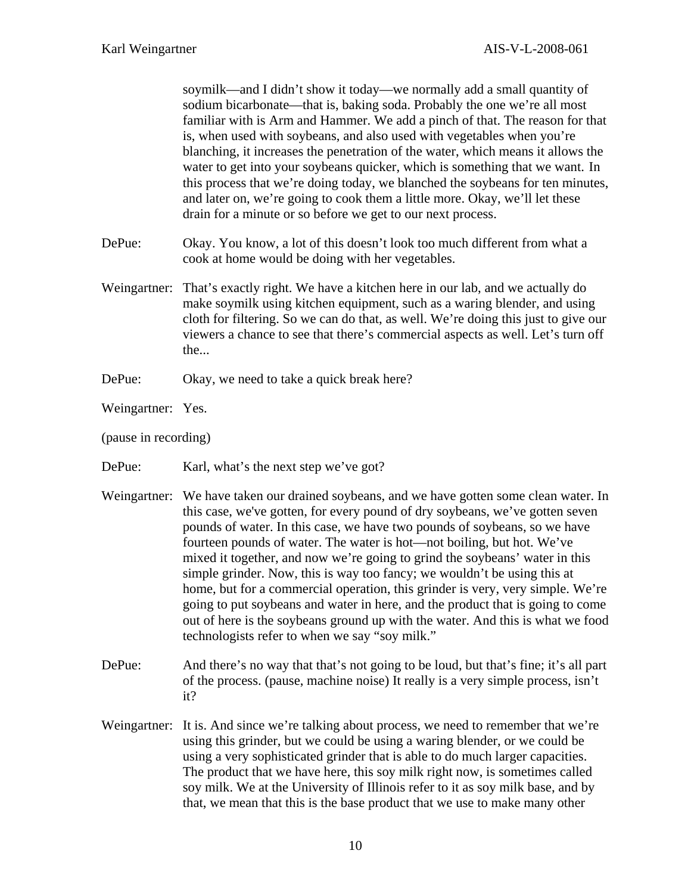soymilk—and I didn't show it today—we normally add a small quantity of sodium bicarbonate—that is, baking soda. Probably the one we're all most familiar with is Arm and Hammer. We add a pinch of that. The reason for that is, when used with soybeans, and also used with vegetables when you're blanching, it increases the penetration of the water, which means it allows the water to get into your soybeans quicker, which is something that we want. In this process that we're doing today, we blanched the soybeans for ten minutes, and later on, we're going to cook them a little more. Okay, we'll let these drain for a minute or so before we get to our next process.

DePue: Okay. You know, a lot of this doesn't look too much different from what a cook at home would be doing with her vegetables.

Weingartner: That's exactly right. We have a kitchen here in our lab, and we actually do make soymilk using kitchen equipment, such as a waring blender, and using cloth for filtering. So we can do that, as well. We're doing this just to give our viewers a chance to see that there's commercial aspects as well. Let's turn off the...

DePue: Okay, we need to take a quick break here?

Weingartner: Yes.

(pause in recording)

DePue: Karl, what's the next step we've got?

Weingartner: We have taken our drained soybeans, and we have gotten some clean water. In this case, we've gotten, for every pound of dry soybeans, we've gotten seven pounds of water. In this case, we have two pounds of soybeans, so we have fourteen pounds of water. The water is hot—not boiling, but hot. We've mixed it together, and now we're going to grind the soybeans' water in this simple grinder. Now, this is way too fancy; we wouldn't be using this at home, but for a commercial operation, this grinder is very, very simple. We're going to put soybeans and water in here, and the product that is going to come out of here is the soybeans ground up with the water. And this is what we food technologists refer to when we say "soy milk."

DePue: And there's no way that that's not going to be loud, but that's fine; it's all part of the process. (pause, machine noise) It really is a very simple process, isn't it?

Weingartner: It is. And since we're talking about process, we need to remember that we're using this grinder, but we could be using a waring blender, or we could be using a very sophisticated grinder that is able to do much larger capacities. The product that we have here, this soy milk right now, is sometimes called soy milk. We at the University of Illinois refer to it as soy milk base, and by that, we mean that this is the base product that we use to make many other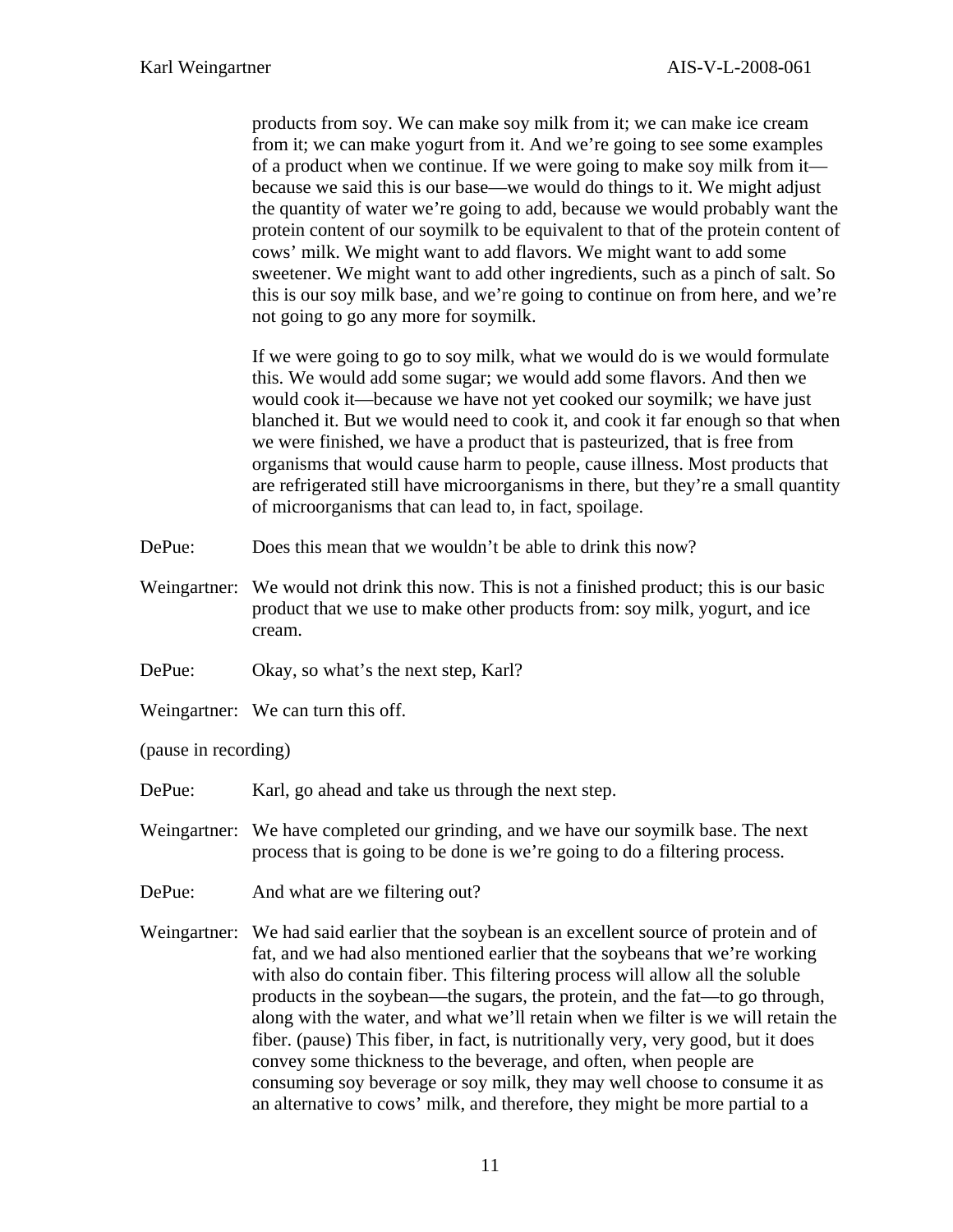products from soy. We can make soy milk from it; we can make ice cream from it; we can make yogurt from it. And we're going to see some examples of a product when we continue. If we were going to make soy milk from it—because we said this is our base—we would do things to it. We might adjust the quantity of water we're going to add, because we would probably want the protein content of our soymilk to be equivalent to that of the protein content of cows' milk. We might want to add flavors. We might want to add some sweetener. We might want to add other ingredients, such as a pinch of salt. So this is our soy milk base, and we're going to continue on from here, and we're not going to go any more for soymilk.

If we were going to go to soy milk, what we would do is we would formulate this. We would add some sugar; we would add some flavors. And then we would cook it—because we have not yet cooked our soymilk; we have just blanched it. But we would need to cook it, and cook it far enough so that when we were finished, we have a product that is pasteurized, that is free from organisms that would cause harm to people, cause illness. Most products that are refrigerated still have microorganisms in there, but they're a small quantity of microorganisms that can lead to, in fact, spoilage.

DePue: Does this mean that we wouldn't be able to drink this now?

Weingartner: We would not drink this now. This is not a finished product; this is our basic product that we use to make other products from: soy milk, yogurt, and ice cream.

DePue: Okay, so what's the next step, Karl?

Weingartner: We can turn this off.

(pause in recording)

DePue: Karl, go ahead and take us through the next step.

Weingartner: We have completed our grinding, and we have our soymilk base. The next process that is going to be done is we're going to do a filtering process.

DePue: And what are we filtering out?

Weingartner: We had said earlier that the soybean is an excellent source of protein and of fat, and we had also mentioned earlier that the soybeans that we're working with also do contain fiber. This filtering process will allow all the soluble products in the soybean—the sugars, the protein, and the fat—to go through, along with the water, and what we'll retain when we filter is we will retain the fiber. (pause) This fiber, in fact, is nutritionally very, very good, but it does convey some thickness to the beverage, and often, when people are consuming soy beverage or soy milk, they may well choose to consume it as an alternative to cows' milk, and therefore, they might be more partial to a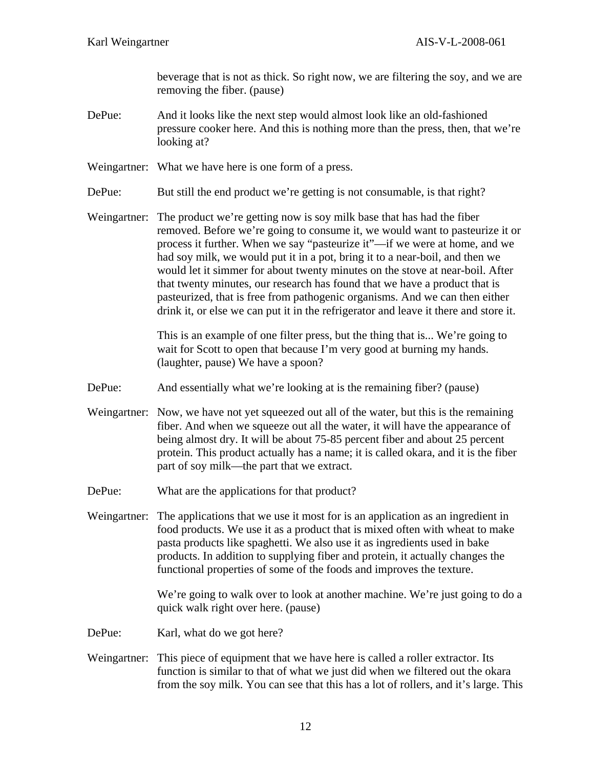beverage that is not as thick. So right now, we are filtering the soy, and we are removing the fiber. (pause)

DePue: And it looks like the next step would almost look like an old-fashioned pressure cooker here. And this is nothing more than the press, then, that we're looking at?

Weingartner: What we have here is one form of a press.

DePue: But still the end product we're getting is not consumable, is that right?

Weingartner: The product we're getting now is soy milk base that has had the fiber removed. Before we're going to consume it, we would want to pasteurize it or process it further. When we say "pasteurize it"—if we were at home, and we had soy milk, we would put it in a pot, bring it to a near-boil, and then we would let it simmer for about twenty minutes on the stove at near-boil. After that twenty minutes, our research has found that we have a product that is pasteurized, that is free from pathogenic organisms. And we can then either drink it, or else we can put it in the refrigerator and leave it there and store it.

This is an example of one filter press, but the thing that is... We're going to wait for Scott to open that because I'm very good at burning my hands. (laughter, pause) We have a spoon?

DePue: And essentially what we're looking at is the remaining fiber? (pause)

Weingartner: Now, we have not yet squeezed out all of the water, but this is the remaining fiber. And when we squeeze out all the water, it will have the appearance of being almost dry. It will be about 75-85 percent fiber and about 25 percent protein. This product actually has a name; it is called okara, and it is the fiber part of soy milk—the part that we extract.

DePue: What are the applications for that product?

Weingartner: The applications that we use it most for is an application as an ingredient in food products. We use it as a product that is mixed often with wheat to make pasta products like spaghetti. We also use it as ingredients used in bake products. In addition to supplying fiber and protein, it actually changes the functional properties of some of the foods and improves the texture.

We're going to walk over to look at another machine. We're just going to do a quick walk right over here. (pause)

DePue: Karl, what do we got here?

Weingartner: This piece of equipment that we have here is called a roller extractor. Its function is similar to that of what we just did when we filtered out the okara from the soy milk. You can see that this has a lot of rollers, and it's large. This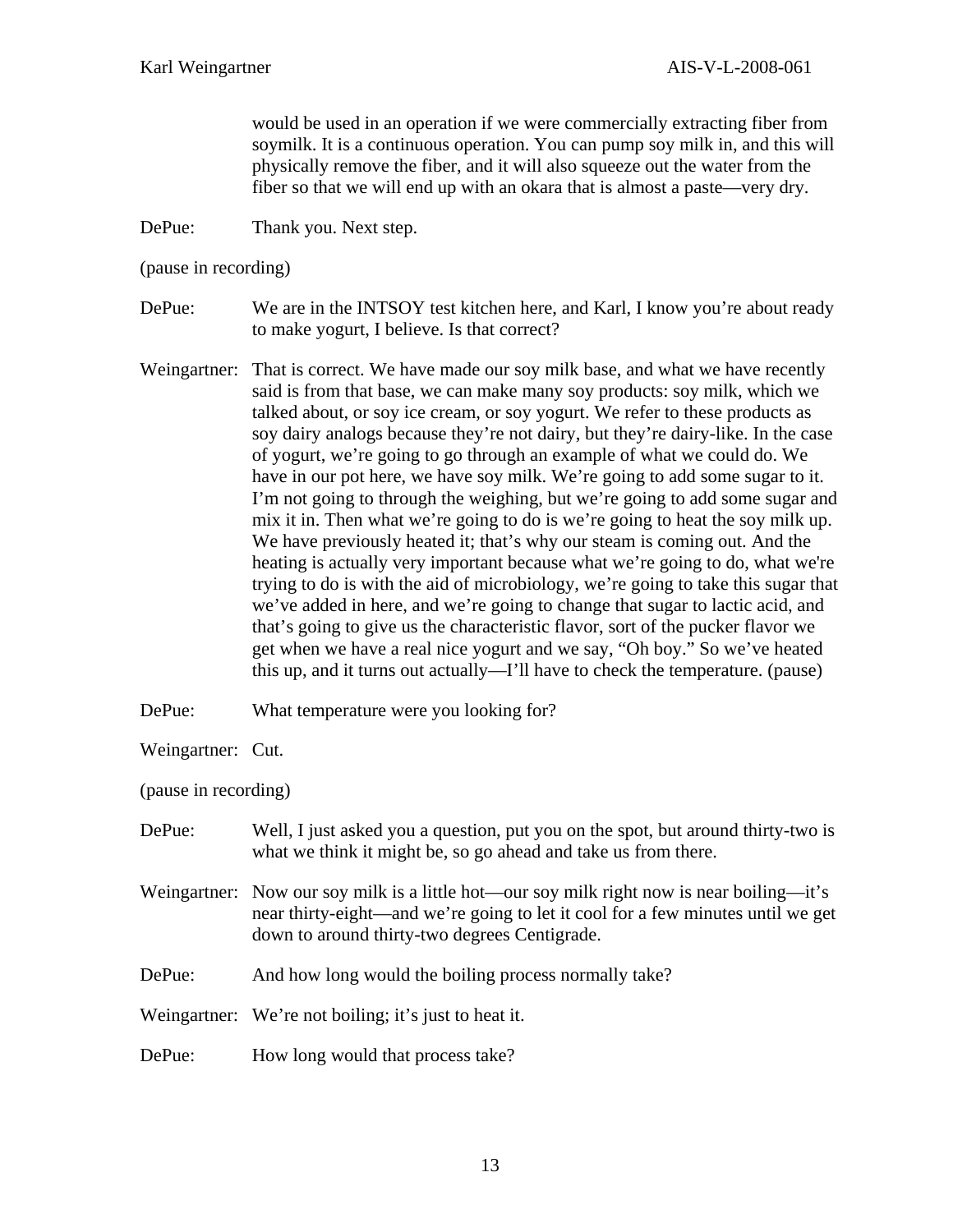would be used in an operation if we were commercially extracting fiber from soymilk. It is a continuous operation. You can pump soy milk in, and this will physically remove the fiber, and it will also squeeze out the water from the fiber so that we will end up with an okara that is almost a paste—very dry.

DePue: Thank you. Next step.

(pause in recording)

DePue: We are in the INTSOY test kitchen here, and Karl, I know you're about ready to make yogurt, I believe. Is that correct?

Weingartner: That is correct. We have made our soy milk base, and what we have recently said is from that base, we can make many soy products: soy milk, which we talked about, or soy ice cream, or soy yogurt. We refer to these products as soy dairy analogs because they're not dairy, but they're dairy-like. In the case of yogurt, we're going to go through an example of what we could do. We have in our pot here, we have soy milk. We're going to add some sugar to it. I'm not going to through the weighing, but we're going to add some sugar and mix it in. Then what we're going to do is we're going to heat the soy milk up. We have previously heated it; that's why our steam is coming out. And the heating is actually very important because what we're going to do, what we're trying to do is with the aid of microbiology, we're going to take this sugar that we've added in here, and we're going to change that sugar to lactic acid, and that's going to give us the characteristic flavor, sort of the pucker flavor we get when we have a real nice yogurt and we say, "Oh boy." So we've heated this up, and it turns out actually—I'll have to check the temperature. (pause)

DePue: What temperature were you looking for?

Weingartner: Cut.

(pause in recording)

DePue: Well, I just asked you a question, put you on the spot, but around thirty-two is what we think it might be, so go ahead and take us from there.

Weingartner: Now our soy milk is a little hot—our soy milk right now is near boiling—it's near thirty-eight—and we're going to let it cool for a few minutes until we get down to around thirty-two degrees Centigrade.

DePue: And how long would the boiling process normally take?

Weingartner: We're not boiling; it's just to heat it.

DePue: How long would that process take?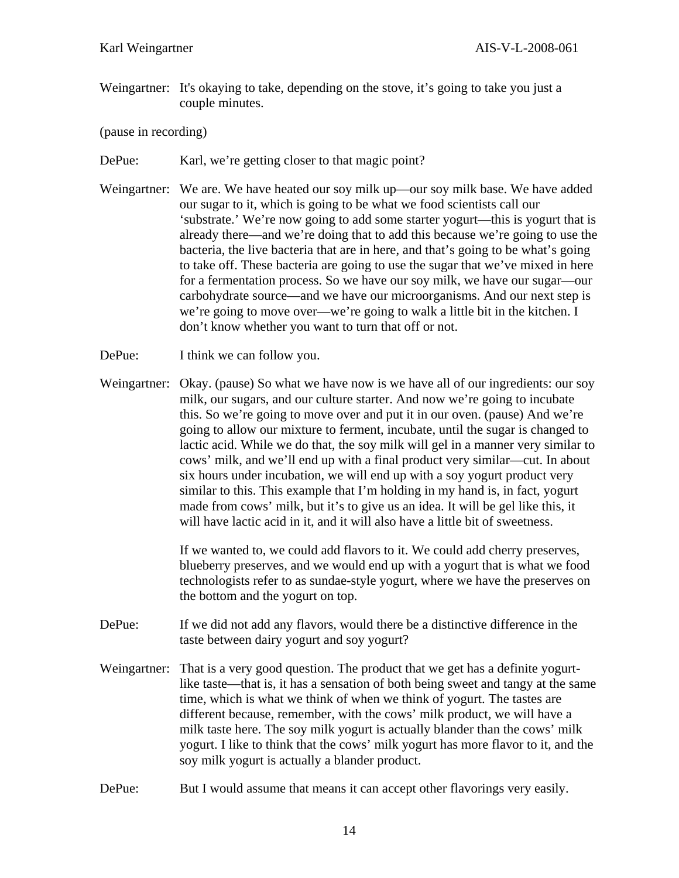Weingartner: It's okaying to take, depending on the stove, it's going to take you just a couple minutes.

(pause in recording)

DePue: Karl, we're getting closer to that magic point?

Weingartner: We are. We have heated our soy milk up—our soy milk base. We have added our sugar to it, which is going to be what we food scientists call our 'substrate.' We're now going to add some starter yogurt—this is yogurt that is already there—and we're doing that to add this because we're going to use the bacteria, the live bacteria that are in here, and that's going to be what's going to take off. These bacteria are going to use the sugar that we've mixed in here for a fermentation process. So we have our soy milk, we have our sugar—our carbohydrate source—and we have our microorganisms. And our next step is we're going to move over—we're going to walk a little bit in the kitchen. I don't know whether you want to turn that off or not.

DePue: I think we can follow you.

Weingartner: Okay. (pause) So what we have now is we have all of our ingredients: our soy milk, our sugars, and our culture starter. And now we're going to incubate this. So we're going to move over and put it in our oven. (pause) And we're going to allow our mixture to ferment, incubate, until the sugar is changed to lactic acid. While we do that, the soy milk will gel in a manner very similar to cows' milk, and we'll end up with a final product very similar—cut. In about six hours under incubation, we will end up with a soy yogurt product very similar to this. This example that I'm holding in my hand is, in fact, yogurt made from cows' milk, but it's to give us an idea. It will be gel like this, it will have lactic acid in it, and it will also have a little bit of sweetness.

If we wanted to, we could add flavors to it. We could add cherry preserves, blueberry preserves, and we would end up with a yogurt that is what we food technologists refer to as sundae-style yogurt, where we have the preserves on the bottom and the yogurt on top.

DePue: If we did not add any flavors, would there be a distinctive difference in the taste between dairy yogurt and soy yogurt?

Weingartner: That is a very good question. The product that we get has a definite yogurt-like taste—that is, it has a sensation of both being sweet and tangy at the same time, which is what we think of when we think of yogurt. The tastes are different because, remember, with the cows' milk product, we will have a milk taste here. The soy milk yogurt is actually blander than the cows' milk yogurt. I like to think that the cows' milk yogurt has more flavor to it, and the soy milk yogurt is actually a blander product.

DePue: But I would assume that means it can accept other flavorings very easily.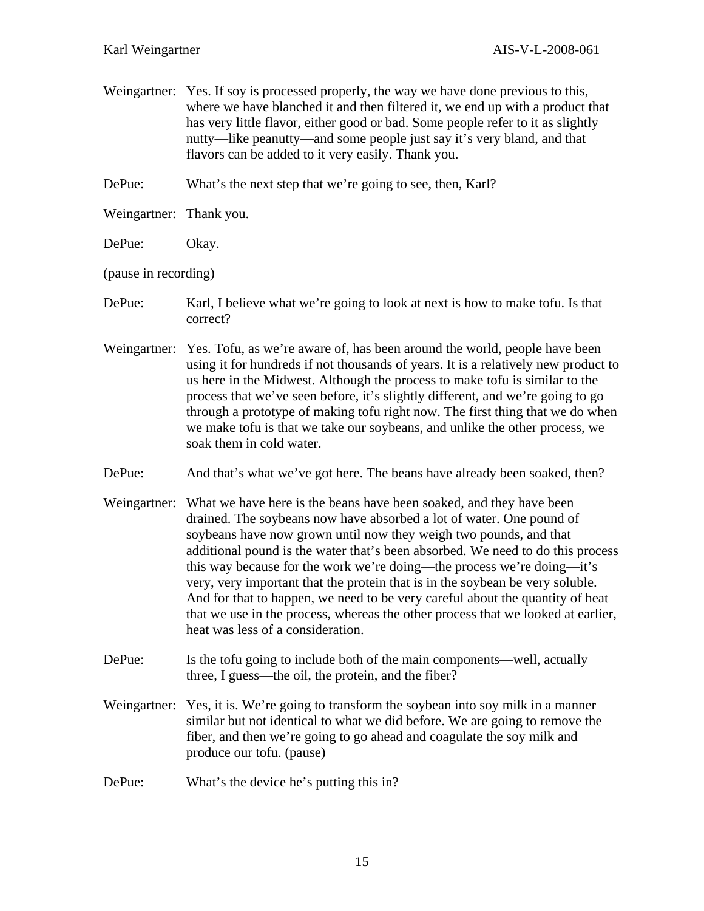Weingartner: Yes. If soy is processed properly, the way we have done previous to this, where we have blanched it and then filtered it, we end up with a product that has very little flavor, either good or bad. Some people refer to it as slightly nutty—like peanutty—and some people just say it's very bland, and that flavors can be added to it very easily. Thank you.

DePue: What's the next step that we're going to see, then, Karl?

Weingartner: Thank you.

DePue: Okay.

(pause in recording)

DePue: Karl, I believe what we're going to look at next is how to make tofu. Is that correct?

Weingartner: Yes. Tofu, as we're aware of, has been around the world, people have been using it for hundreds if not thousands of years. It is a relatively new product to us here in the Midwest. Although the process to make tofu is similar to the process that we've seen before, it's slightly different, and we're going to go through a prototype of making tofu right now. The first thing that we do when we make tofu is that we take our soybeans, and unlike the other process, we soak them in cold water.

DePue: And that's what we've got here. The beans have already been soaked, then?

Weingartner: What we have here is the beans have been soaked, and they have been drained. The soybeans now have absorbed a lot of water. One pound of soybeans have now grown until now they weigh two pounds, and that additional pound is the water that's been absorbed. We need to do this process this way because for the work we're doing—the process we're doing—it's very, very important that the protein that is in the soybean be very soluble. And for that to happen, we need to be very careful about the quantity of heat that we use in the process, whereas the other process that we looked at earlier, heat was less of a consideration.

DePue: Is the tofu going to include both of the main components—well, actually three, I guess—the oil, the protein, and the fiber?

Weingartner: Yes, it is. We're going to transform the soybean into soy milk in a manner similar but not identical to what we did before. We are going to remove the fiber, and then we're going to go ahead and coagulate the soy milk and produce our tofu. (pause)

DePue: What's the device he's putting this in?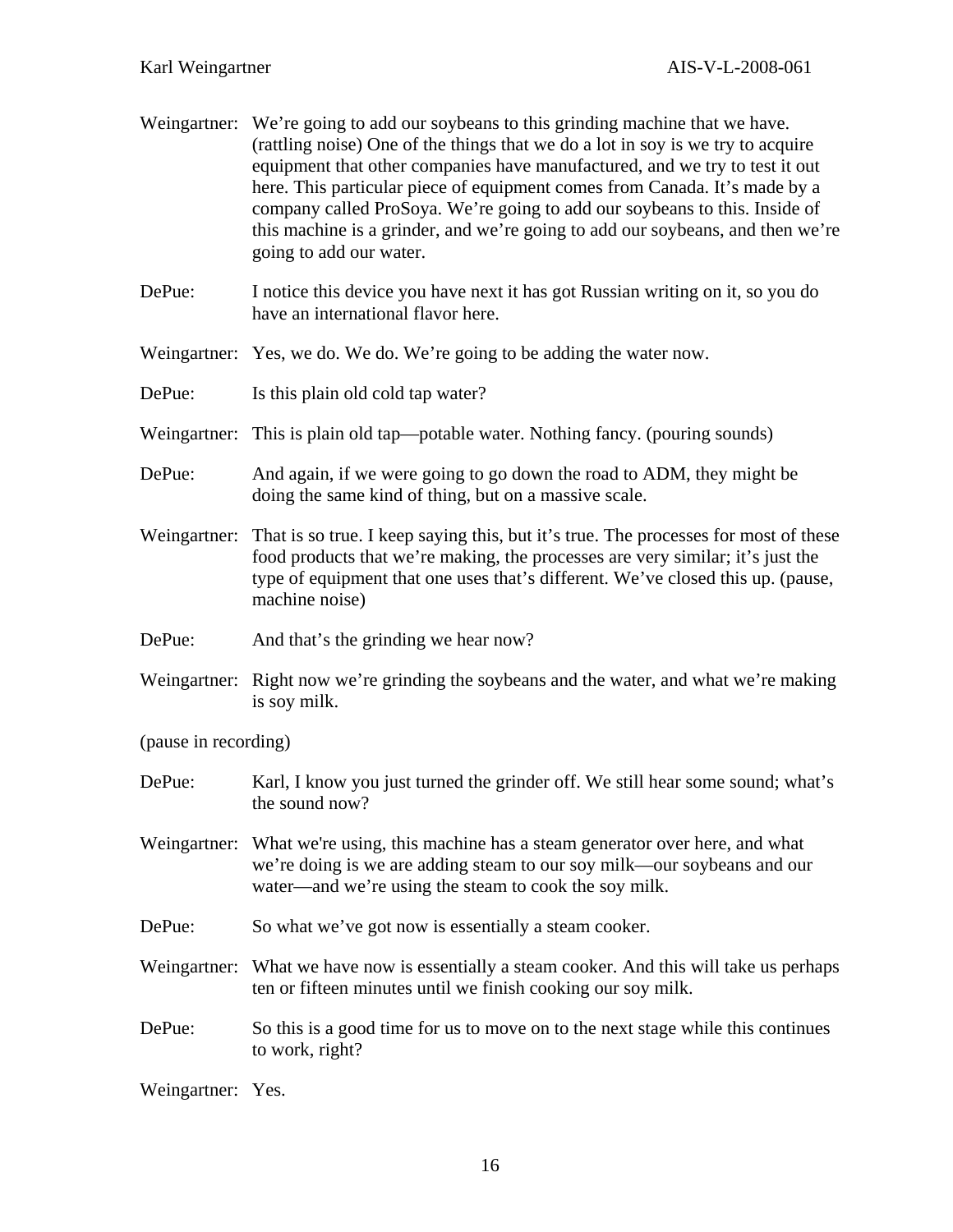Weingartner: We're going to add our soybeans to this grinding machine that we have. (rattling noise) One of the things that we do a lot in soy is we try to acquire equipment that other companies have manufactured, and we try to test it out here. This particular piece of equipment comes from Canada. It's made by a company called ProSoya. We're going to add our soybeans to this. Inside of this machine is a grinder, and we're going to add our soybeans, and then we're going to add our water.

DePue: I notice this device you have next it has got Russian writing on it, so you do have an international flavor here.

Weingartner: Yes, we do. We do. We're going to be adding the water now.

DePue: Is this plain old cold tap water?

Weingartner: This is plain old tap—potable water. Nothing fancy. (pouring sounds)

DePue: And again, if we were going to go down the road to ADM, they might be doing the same kind of thing, but on a massive scale.

Weingartner: That is so true. I keep saying this, but it's true. The processes for most of these food products that we're making, the processes are very similar; it's just the type of equipment that one uses that's different. We've closed this up. (pause, machine noise)

DePue: And that's the grinding we hear now?

Weingartner: Right now we're grinding the soybeans and the water, and what we're making is soy milk.

(pause in recording)

DePue: Karl, I know you just turned the grinder off. We still hear some sound; what's the sound now?

Weingartner: What we're using, this machine has a steam generator over here, and what we're doing is we are adding steam to our soy milk—our soybeans and our water—and we're using the steam to cook the soy milk.

DePue: So what we've got now is essentially a steam cooker.

Weingartner: What we have now is essentially a steam cooker. And this will take us perhaps ten or fifteen minutes until we finish cooking our soy milk.

DePue: So this is a good time for us to move on to the next stage while this continues to work, right?

Weingartner: Yes.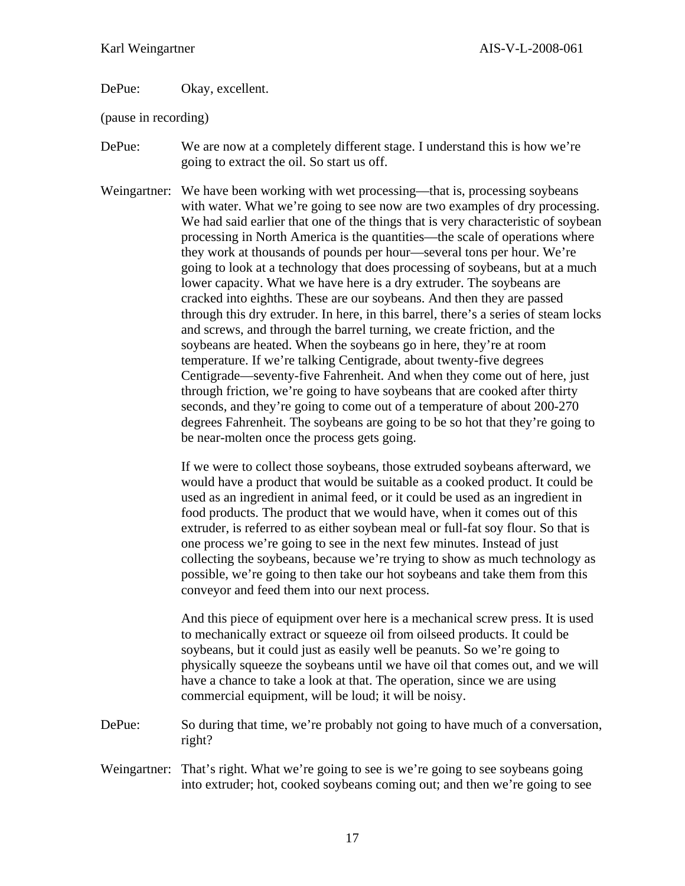DePue: Okay, excellent.

(pause in recording)

DePue: We are now at a completely different stage. I understand this is how we're going to extract the oil. So start us off.

Weingartner: We have been working with wet processing—that is, processing soybeans with water. What we're going to see now are two examples of dry processing. We had said earlier that one of the things that is very characteristic of soybean processing in North America is the quantities—the scale of operations where they work at thousands of pounds per hour—several tons per hour. We're going to look at a technology that does processing of soybeans, but at a much lower capacity. What we have here is a dry extruder. The soybeans are cracked into eighths. These are our soybeans. And then they are passed through this dry extruder. In here, in this barrel, there's a series of steam locks and screws, and through the barrel turning, we create friction, and the soybeans are heated. When the soybeans go in here, they're at room temperature. If we're talking Centigrade, about twenty-five degrees Centigrade—seventy-five Fahrenheit. And when they come out of here, just through friction, we're going to have soybeans that are cooked after thirty seconds, and they're going to come out of a temperature of about 200-270 degrees Fahrenheit. The soybeans are going to be so hot that they're going to be near-molten once the process gets going.

If we were to collect those soybeans, those extruded soybeans afterward, we would have a product that would be suitable as a cooked product. It could be used as an ingredient in animal feed, or it could be used as an ingredient in food products. The product that we would have, when it comes out of this extruder, is referred to as either soybean meal or full-fat soy flour. So that is one process we're going to see in the next few minutes. Instead of just collecting the soybeans, because we're trying to show as much technology as possible, we're going to then take our hot soybeans and take them from this conveyor and feed them into our next process.

And this piece of equipment over here is a mechanical screw press. It is used to mechanically extract or squeeze oil from oilseed products. It could be soybeans, but it could just as easily well be peanuts. So we're going to physically squeeze the soybeans until we have oil that comes out, and we will have a chance to take a look at that. The operation, since we are using commercial equipment, will be loud; it will be noisy.

DePue: So during that time, we're probably not going to have much of a conversation, right?

Weingartner: That's right. What we're going to see is we're going to see soybeans going into extruder; hot, cooked soybeans coming out; and then we're going to see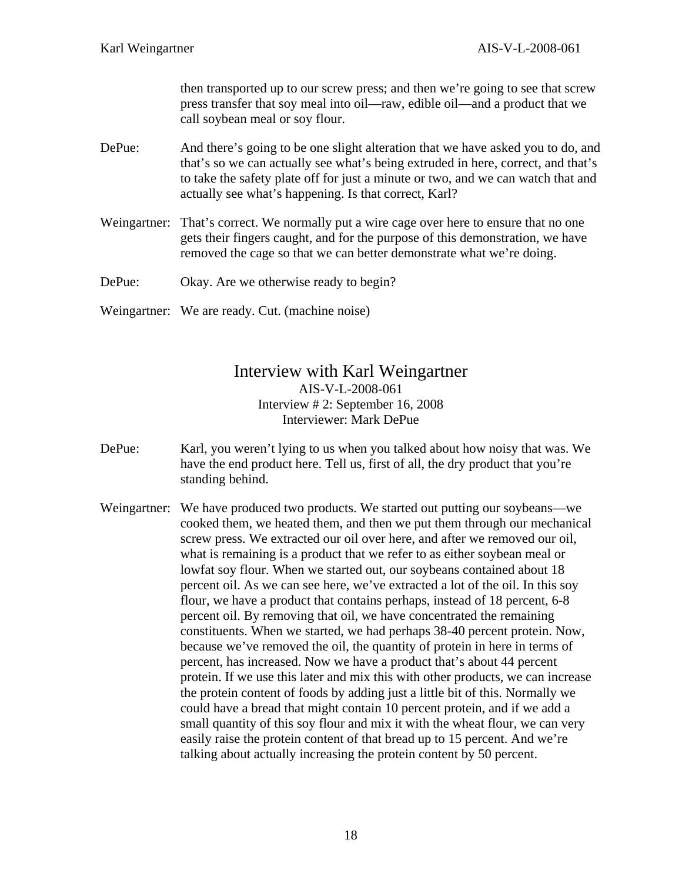then transported up to our screw press; and then we're going to see that screw press transfer that soy meal into oil—raw, edible oil—and a product that we call soybean meal or soy flour.

DePue: And there's going to be one slight alteration that we have asked you to do, and that's so we can actually see what's being extruded in here, correct, and that's to take the safety plate off for just a minute or two, and we can watch that and actually see what's happening. Is that correct, Karl?

Weingartner: That's correct. We normally put a wire cage over here to ensure that no one gets their fingers caught, and for the purpose of this demonstration, we have removed the cage so that we can better demonstrate what we're doing.

DePue: Okay. Are we otherwise ready to begin?

Weingartner: We are ready. Cut. (machine noise)

## Interview with Karl Weingartner

AIS-V-L-2008-061
Interview # 2: September 16, 2008
Interviewer: Mark DePue

DePue: Karl, you weren't lying to us when you talked about how noisy that was. We have the end product here. Tell us, first of all, the dry product that you're standing behind.

Weingartner: We have produced two products. We started out putting our soybeans—we cooked them, we heated them, and then we put them through our mechanical screw press. We extracted our oil over here, and after we removed our oil, what is remaining is a product that we refer to as either soybean meal or lowfat soy flour. When we started out, our soybeans contained about 18 percent oil. As we can see here, we've extracted a lot of the oil. In this soy flour, we have a product that contains perhaps, instead of 18 percent, 6-8 percent oil. By removing that oil, we have concentrated the remaining constituents. When we started, we had perhaps 38-40 percent protein. Now, because we've removed the oil, the quantity of protein in here in terms of percent, has increased. Now we have a product that's about 44 percent protein. If we use this later and mix this with other products, we can increase the protein content of foods by adding just a little bit of this. Normally we could have a bread that might contain 10 percent protein, and if we add a small quantity of this soy flour and mix it with the wheat flour, we can very easily raise the protein content of that bread up to 15 percent. And we're talking about actually increasing the protein content by 50 percent.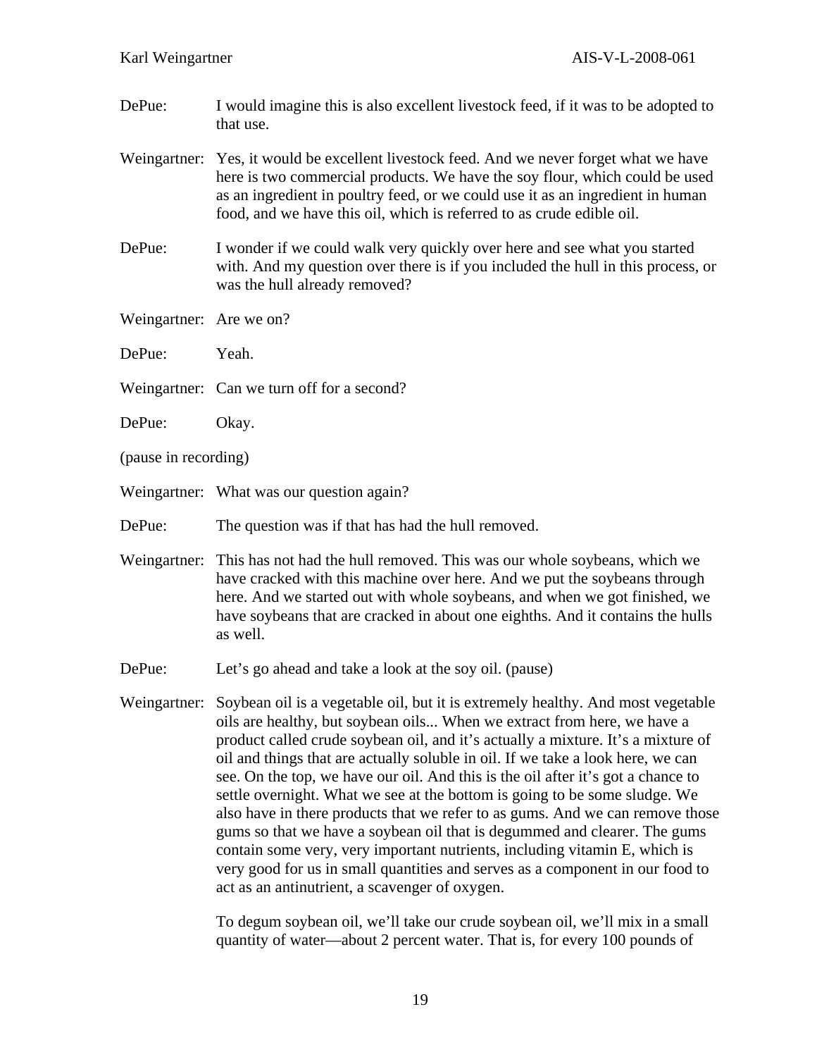DePue: I would imagine this is also excellent livestock feed, if it was to be adopted to that use.

Weingartner: Yes, it would be excellent livestock feed. And we never forget what we have here is two commercial products. We have the soy flour, which could be used as an ingredient in poultry feed, or we could use it as an ingredient in human food, and we have this oil, which is referred to as crude edible oil.

DePue: I wonder if we could walk very quickly over here and see what you started with. And my question over there is if you included the hull in this process, or was the hull already removed?

Weingartner: Are we on?

DePue: Yeah.

Weingartner: Can we turn off for a second?

DePue: Okay.

(pause in recording)

Weingartner: What was our question again?

DePue: The question was if that has had the hull removed.

Weingartner: This has not had the hull removed. This was our whole soybeans, which we have cracked with this machine over here. And we put the soybeans through here. And we started out with whole soybeans, and when we got finished, we have soybeans that are cracked in about one eighths. And it contains the hulls as well.

DePue: Let's go ahead and take a look at the soy oil. (pause)

Weingartner: Soybean oil is a vegetable oil, but it is extremely healthy. And most vegetable oils are healthy, but soybean oils... When we extract from here, we have a product called crude soybean oil, and it's actually a mixture. It's a mixture of oil and things that are actually soluble in oil. If we take a look here, we can see. On the top, we have our oil. And this is the oil after it's got a chance to settle overnight. What we see at the bottom is going to be some sludge. We also have in there products that we refer to as gums. And we can remove those gums so that we have a soybean oil that is degummed and clearer. The gums contain some very, very important nutrients, including vitamin E, which is very good for us in small quantities and serves as a component in our food to act as an antinutrient, a scavenger of oxygen.

To degum soybean oil, we'll take our crude soybean oil, we'll mix in a small quantity of water—about 2 percent water. That is, for every 100 pounds of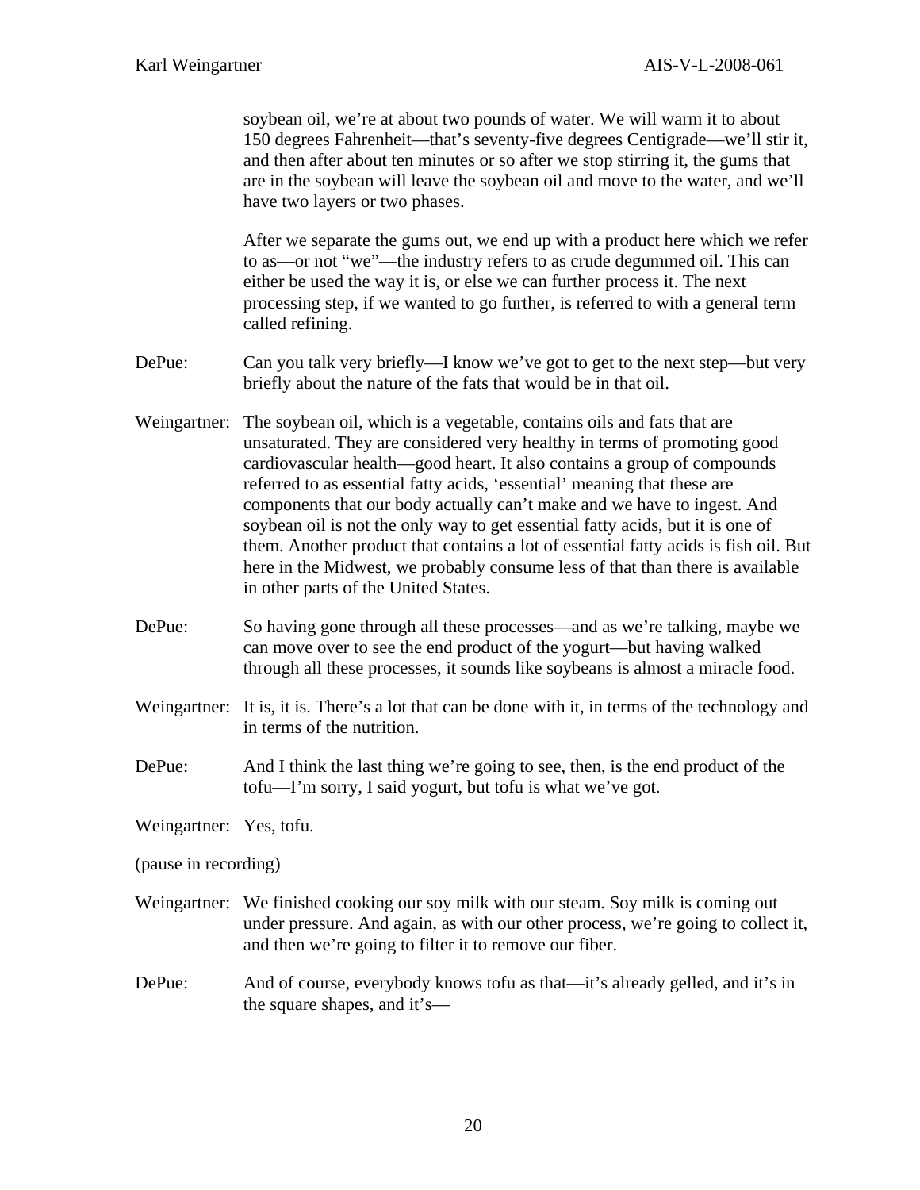soybean oil, we're at about two pounds of water. We will warm it to about 150 degrees Fahrenheit—that's seventy-five degrees Centigrade—we'll stir it, and then after about ten minutes or so after we stop stirring it, the gums that are in the soybean will leave the soybean oil and move to the water, and we'll have two layers or two phases.

After we separate the gums out, we end up with a product here which we refer to as—or not "we"—the industry refers to as crude degummed oil. This can either be used the way it is, or else we can further process it. The next processing step, if we wanted to go further, is referred to with a general term called refining.

DePue: Can you talk very briefly—I know we've got to get to the next step—but very briefly about the nature of the fats that would be in that oil.

Weingartner: The soybean oil, which is a vegetable, contains oils and fats that are unsaturated. They are considered very healthy in terms of promoting good cardiovascular health—good heart. It also contains a group of compounds referred to as essential fatty acids, 'essential' meaning that these are components that our body actually can't make and we have to ingest. And soybean oil is not the only way to get essential fatty acids, but it is one of them. Another product that contains a lot of essential fatty acids is fish oil. But here in the Midwest, we probably consume less of that than there is available in other parts of the United States.

DePue: So having gone through all these processes—and as we're talking, maybe we can move over to see the end product of the yogurt—but having walked through all these processes, it sounds like soybeans is almost a miracle food.

Weingartner: It is, it is. There's a lot that can be done with it, in terms of the technology and in terms of the nutrition.

DePue: And I think the last thing we're going to see, then, is the end product of the tofu—I'm sorry, I said yogurt, but tofu is what we've got.

Weingartner: Yes, tofu.

(pause in recording)

Weingartner: We finished cooking our soy milk with our steam. Soy milk is coming out under pressure. And again, as with our other process, we're going to collect it, and then we're going to filter it to remove our fiber.

DePue: And of course, everybody knows tofu as that—it's already gelled, and it's in the square shapes, and it's—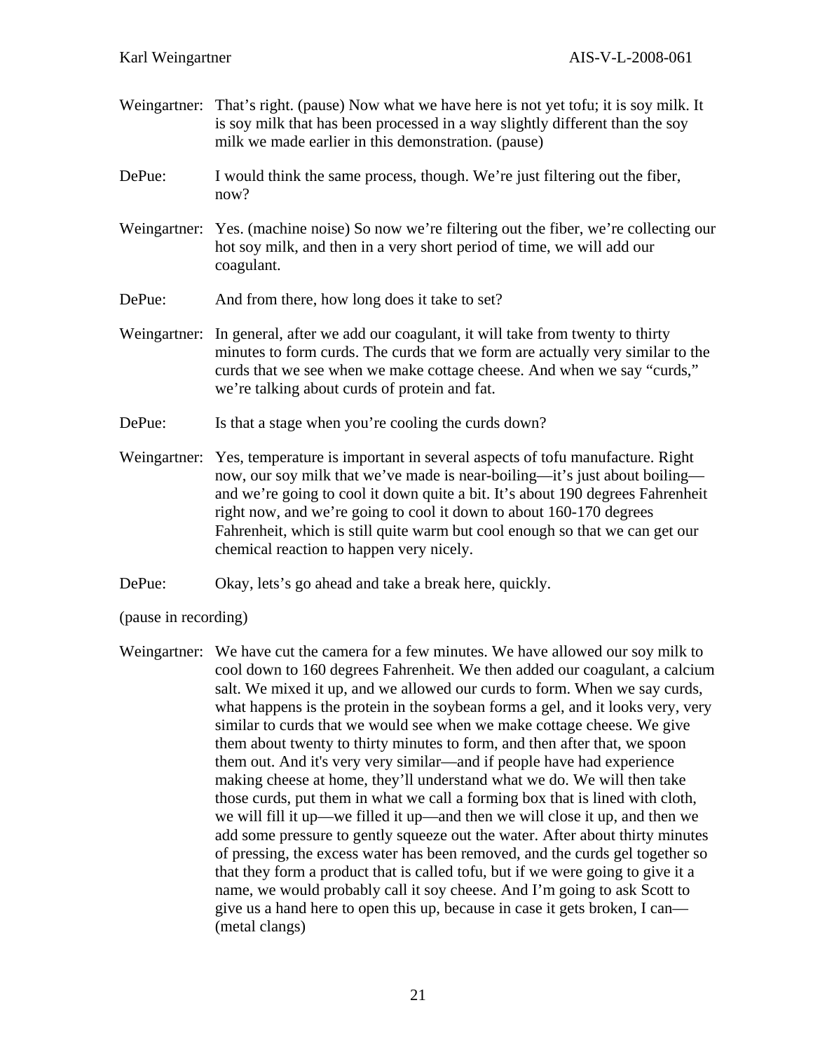Weingartner: That's right. (pause) Now what we have here is not yet tofu; it is soy milk. It is soy milk that has been processed in a way slightly different than the soy milk we made earlier in this demonstration. (pause)

DePue: I would think the same process, though. We're just filtering out the fiber, now?

Weingartner: Yes. (machine noise) So now we're filtering out the fiber, we're collecting our hot soy milk, and then in a very short period of time, we will add our coagulant.

DePue: And from there, how long does it take to set?

Weingartner: In general, after we add our coagulant, it will take from twenty to thirty minutes to form curds. The curds that we form are actually very similar to the curds that we see when we make cottage cheese. And when we say "curds," we're talking about curds of protein and fat.

DePue: Is that a stage when you're cooling the curds down?

Weingartner: Yes, temperature is important in several aspects of tofu manufacture. Right now, our soy milk that we've made is near-boiling—it's just about boiling—and we're going to cool it down quite a bit. It's about 190 degrees Fahrenheit right now, and we're going to cool it down to about 160-170 degrees Fahrenheit, which is still quite warm but cool enough so that we can get our chemical reaction to happen very nicely.

DePue: Okay, lets's go ahead and take a break here, quickly.

(pause in recording)

Weingartner: We have cut the camera for a few minutes. We have allowed our soy milk to cool down to 160 degrees Fahrenheit. We then added our coagulant, a calcium salt. We mixed it up, and we allowed our curds to form. When we say curds, what happens is the protein in the soybean forms a gel, and it looks very, very similar to curds that we would see when we make cottage cheese. We give them about twenty to thirty minutes to form, and then after that, we spoon them out. And it's very very similar—and if people have had experience making cheese at home, they'll understand what we do. We will then take those curds, put them in what we call a forming box that is lined with cloth, we will fill it up—we filled it up—and then we will close it up, and then we add some pressure to gently squeeze out the water. After about thirty minutes of pressing, the excess water has been removed, and the curds gel together so that they form a product that is called tofu, but if we were going to give it a name, we would probably call it soy cheese. And I'm going to ask Scott to give us a hand here to open this up, because in case it gets broken, I can—(metal clangs)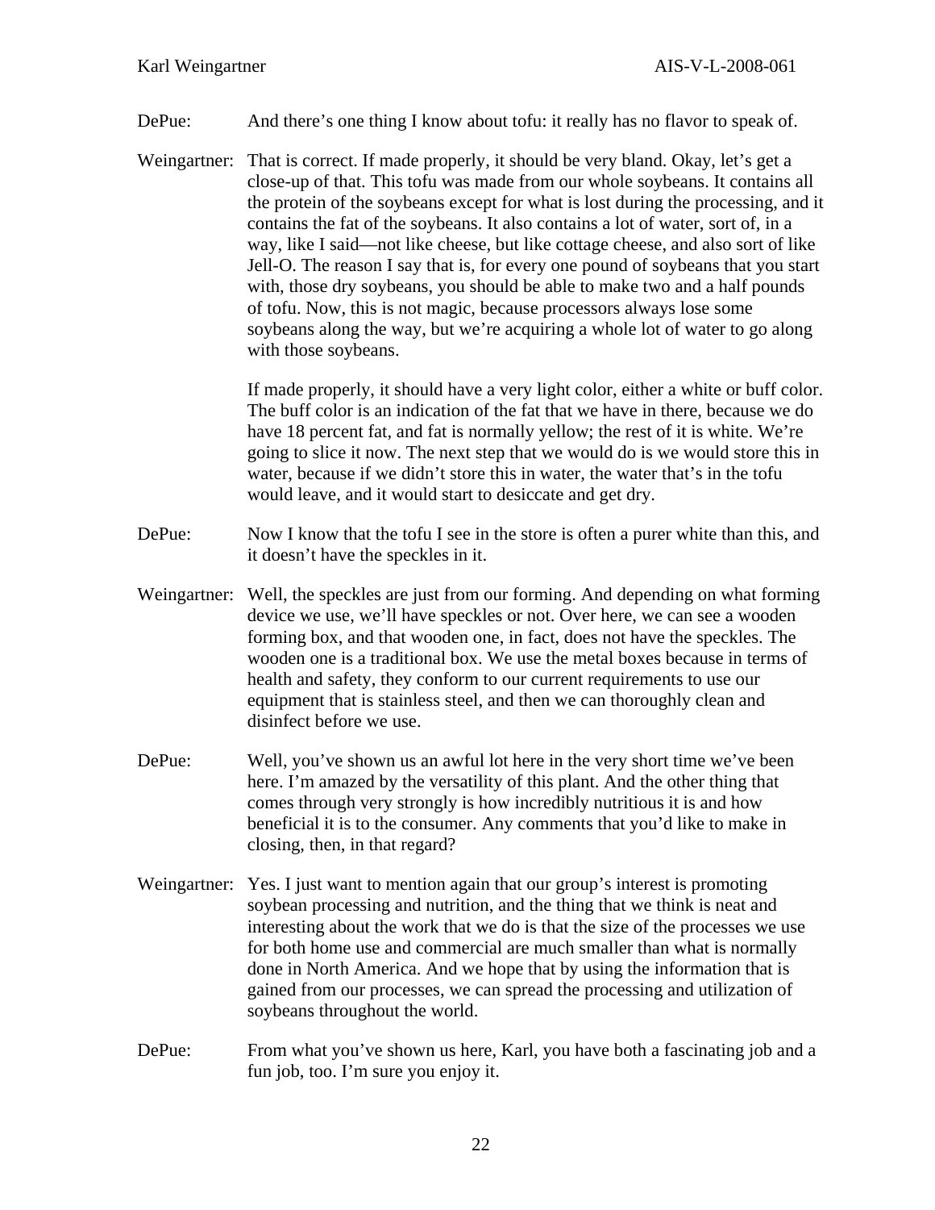DePue: And there's one thing I know about tofu: it really has no flavor to speak of.

Weingartner: That is correct. If made properly, it should be very bland. Okay, let's get a close-up of that. This tofu was made from our whole soybeans. It contains all the protein of the soybeans except for what is lost during the processing, and it contains the fat of the soybeans. It also contains a lot of water, sort of, in a way, like I said—not like cheese, but like cottage cheese, and also sort of like Jell-O. The reason I say that is, for every one pound of soybeans that you start with, those dry soybeans, you should be able to make two and a half pounds of tofu. Now, this is not magic, because processors always lose some soybeans along the way, but we're acquiring a whole lot of water to go along with those soybeans.

If made properly, it should have a very light color, either a white or buff color. The buff color is an indication of the fat that we have in there, because we do have 18 percent fat, and fat is normally yellow; the rest of it is white. We're going to slice it now. The next step that we would do is we would store this in water, because if we didn't store this in water, the water that's in the tofu would leave, and it would start to desiccate and get dry.

DePue: Now I know that the tofu I see in the store is often a purer white than this, and it doesn't have the speckles in it.

Weingartner: Well, the speckles are just from our forming. And depending on what forming device we use, we'll have speckles or not. Over here, we can see a wooden forming box, and that wooden one, in fact, does not have the speckles. The wooden one is a traditional box. We use the metal boxes because in terms of health and safety, they conform to our current requirements to use our equipment that is stainless steel, and then we can thoroughly clean and disinfect before we use.

DePue: Well, you've shown us an awful lot here in the very short time we've been here. I'm amazed by the versatility of this plant. And the other thing that comes through very strongly is how incredibly nutritious it is and how beneficial it is to the consumer. Any comments that you'd like to make in closing, then, in that regard?

Weingartner: Yes. I just want to mention again that our group's interest is promoting soybean processing and nutrition, and the thing that we think is neat and interesting about the work that we do is that the size of the processes we use for both home use and commercial are much smaller than what is normally done in North America. And we hope that by using the information that is gained from our processes, we can spread the processing and utilization of soybeans throughout the world.

DePue: From what you've shown us here, Karl, you have both a fascinating job and a fun job, too. I'm sure you enjoy it.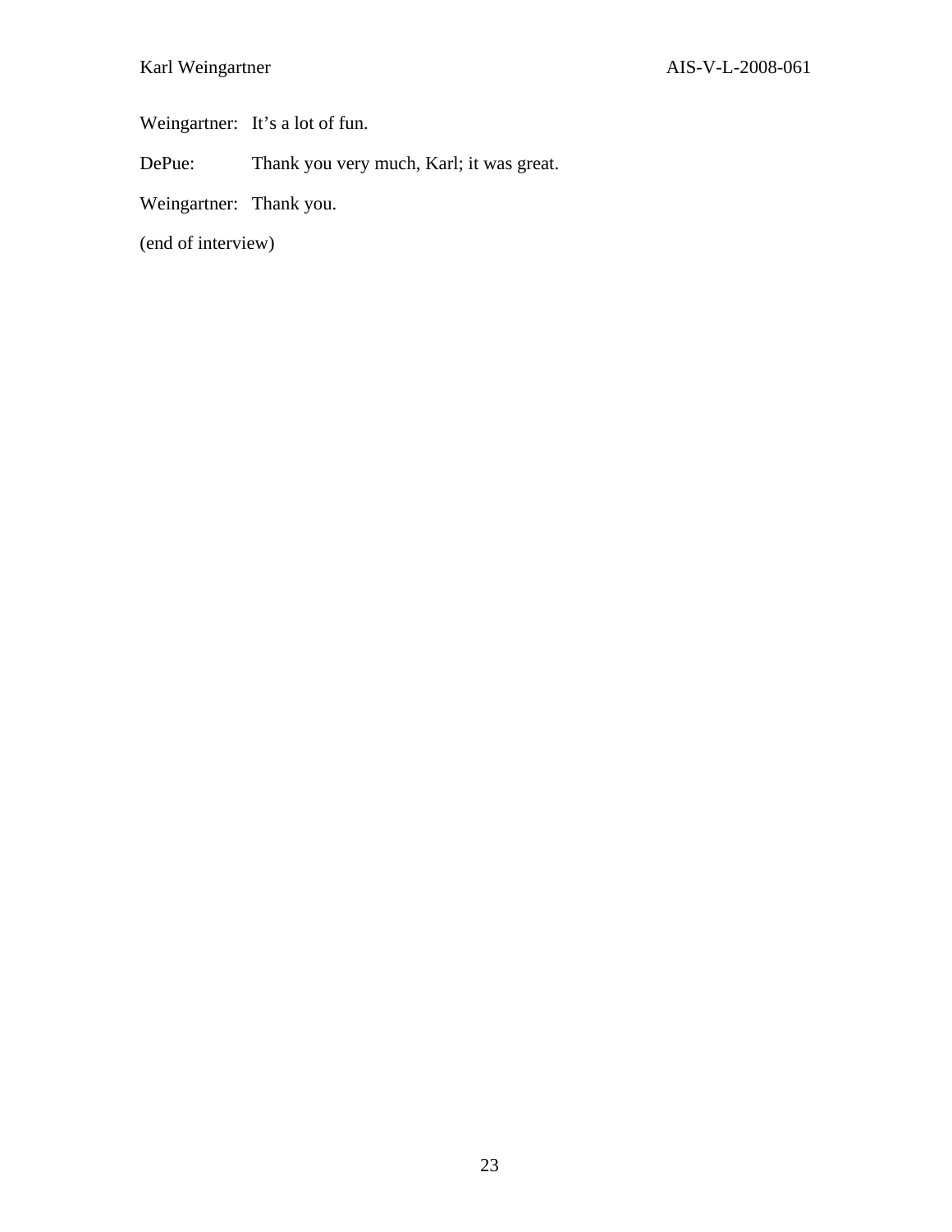Weingartner: It's a lot of fun.

DePue: Thank you very much, Karl; it was great.

Weingartner: Thank you.

(end of interview)